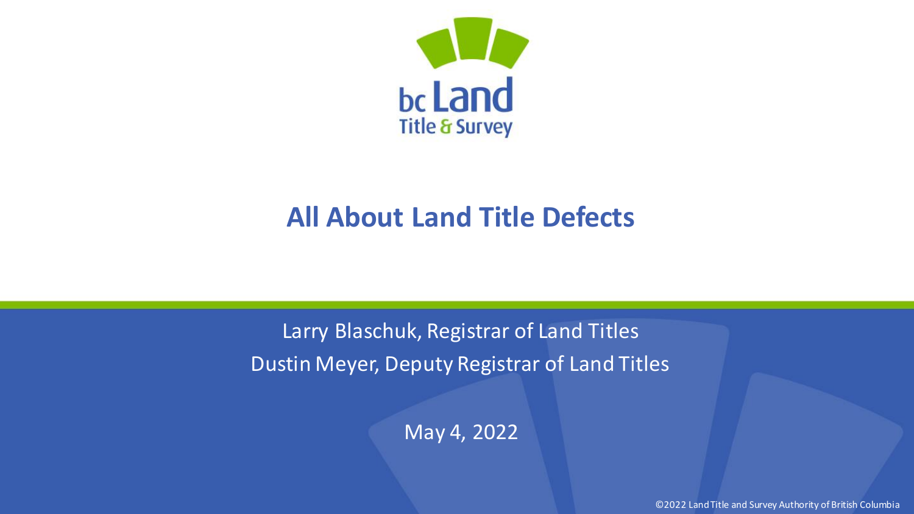bc Land Title & Survey

# All About Land Title Defects

Larry Blaschuk, Registrar of Land Titles

Dustin Meyer, Deputy Registrar of Land Titles

May 4, 2022

©2022 Land Title and Survey Authority of British Columbia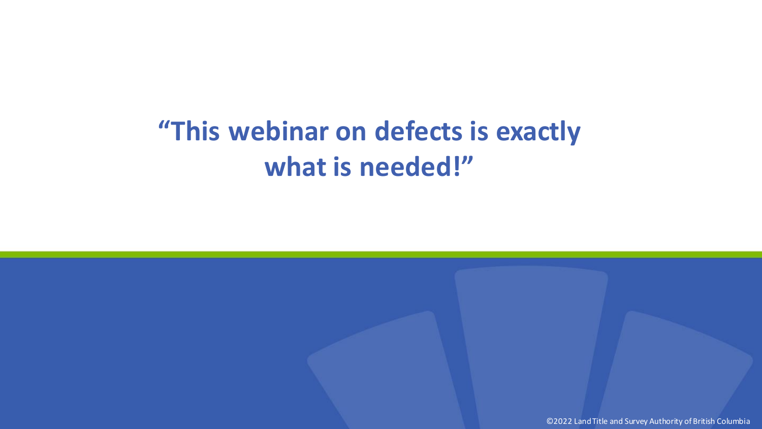# “This webinar on defects is exactly what is needed!”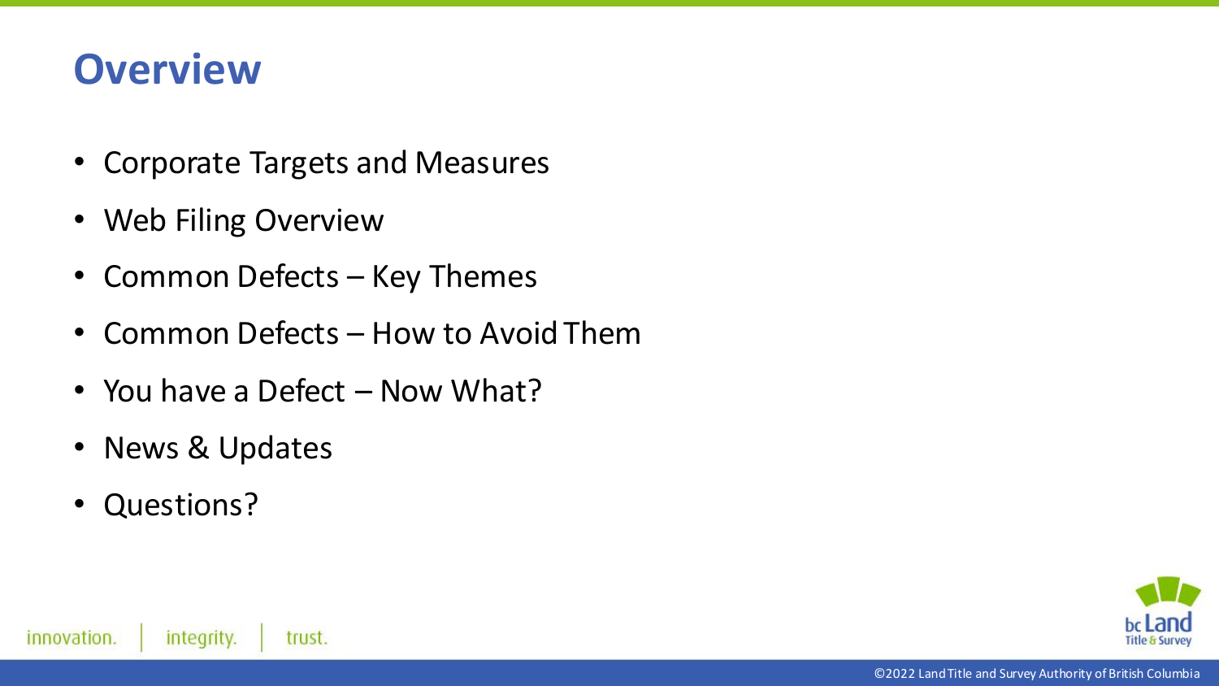# Overview

- Corporate Targets and Measures
- Web Filing Overview
- Common Defects – Key Themes
- Common Defects – How to Avoid Them
- You have a Defect – Now What?
- News & Updates
- Questions?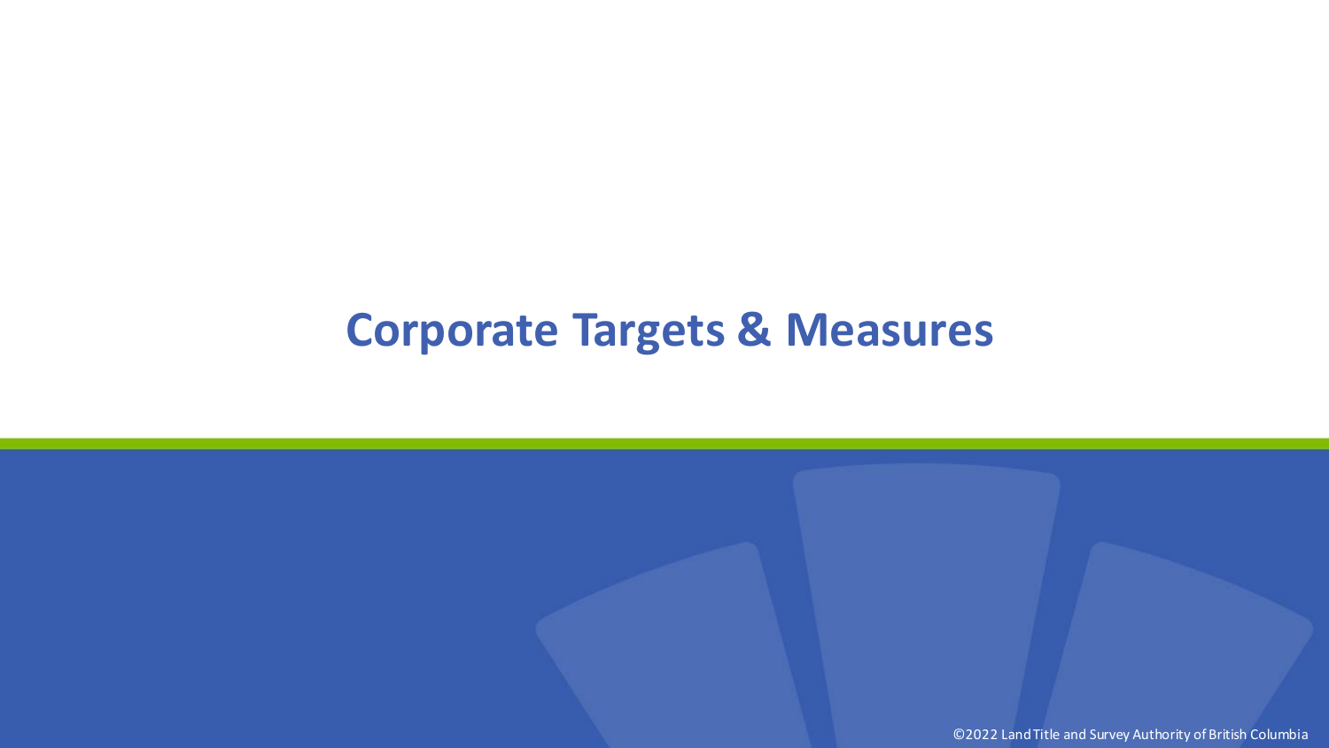# Corporate Targets & Measures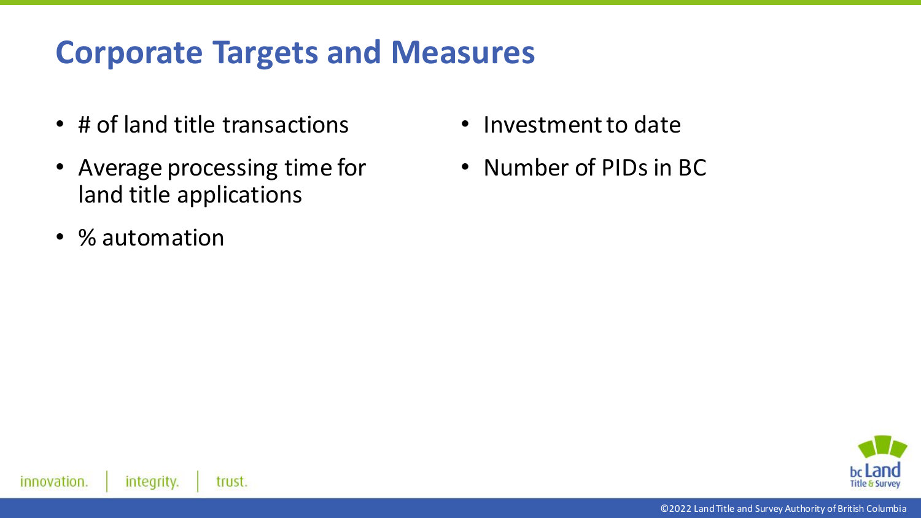# Corporate Targets and Measures

- # of land title transactions
- Average processing time for land title applications
- % automation
- Investment to date
- Number of PIDs in BC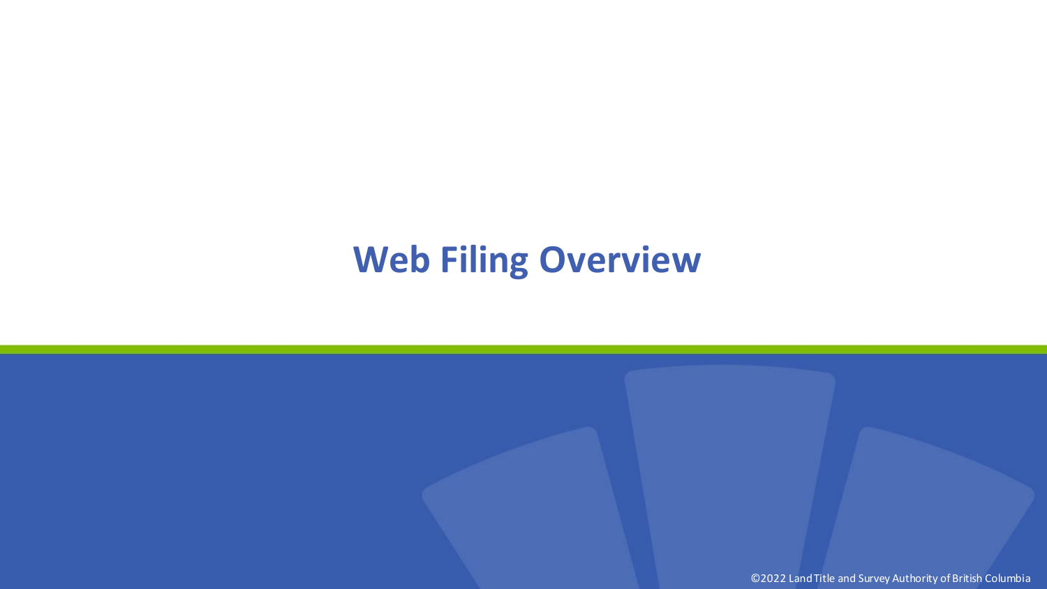# Web Filing Overview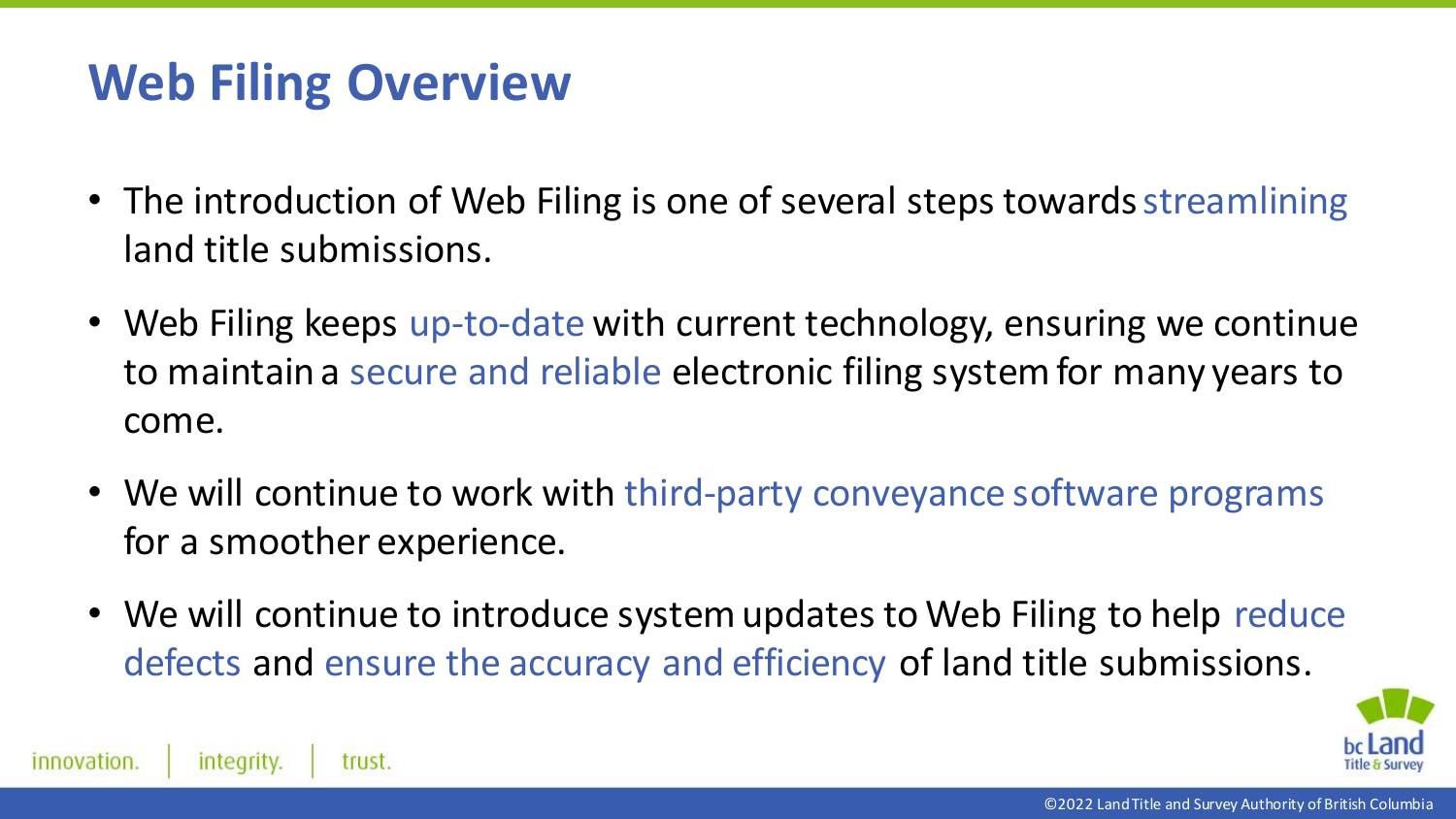# Web Filing Overview

- The introduction of Web Filing is one of several steps towards streamlining land title submissions.
- Web Filing keeps up-to-date with current technology, ensuring we continue to maintain a secure and reliable electronic filing system for many years to come.
- We will continue to work with third-party conveyance software programs for a smoother experience.
- We will continue to introduce system updates to Web Filing to help reduce defects and ensure the accuracy and efficiency of land title submissions.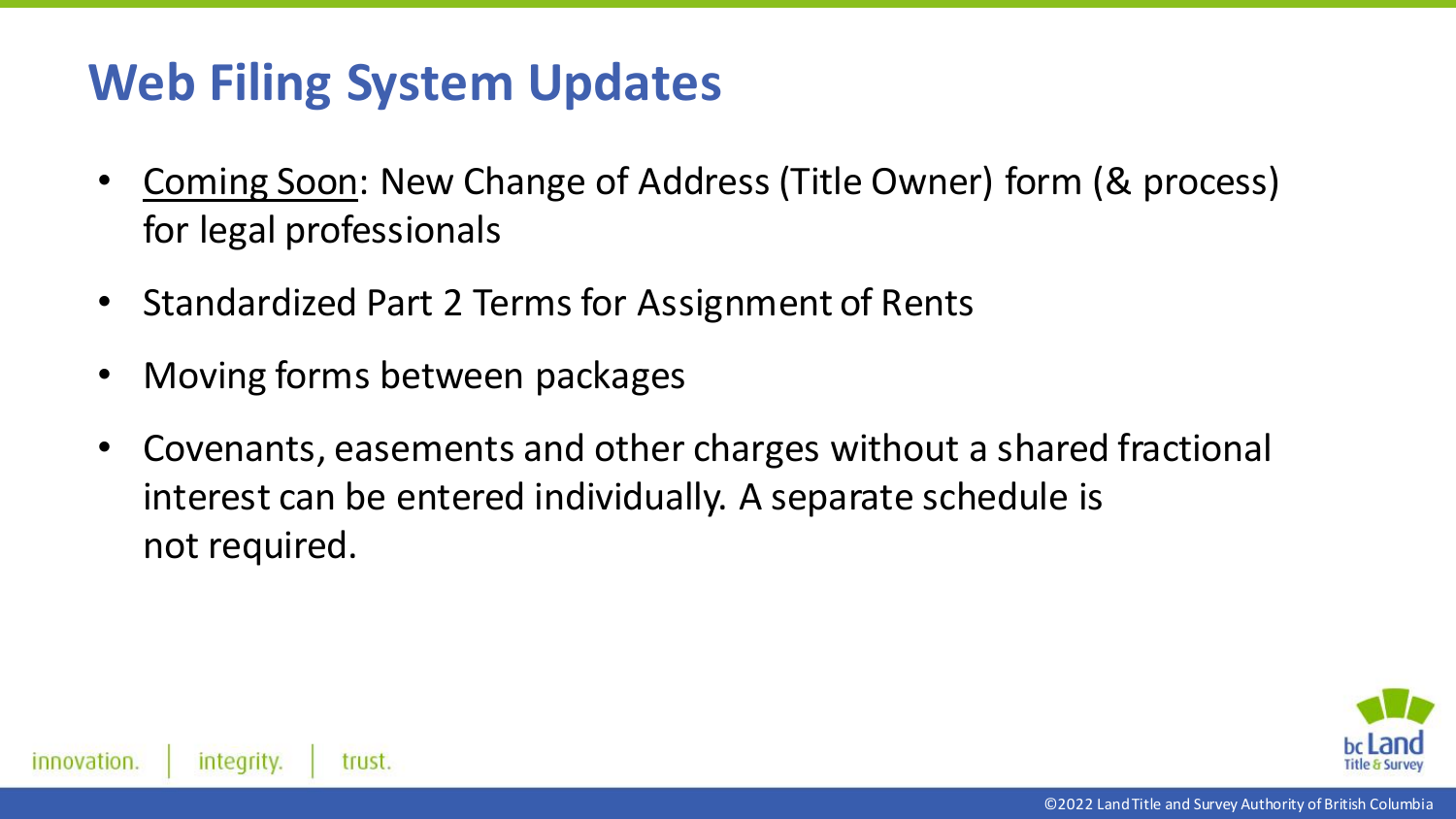# Web Filing System Updates

- Coming Soon: New Change of Address (Title Owner) form (& process) for legal professionals
- Standardized Part 2 Terms for Assignment of Rents
- Moving forms between packages
- Covenants, easements and other charges without a shared fractional interest can be entered individually. A separate schedule is not required.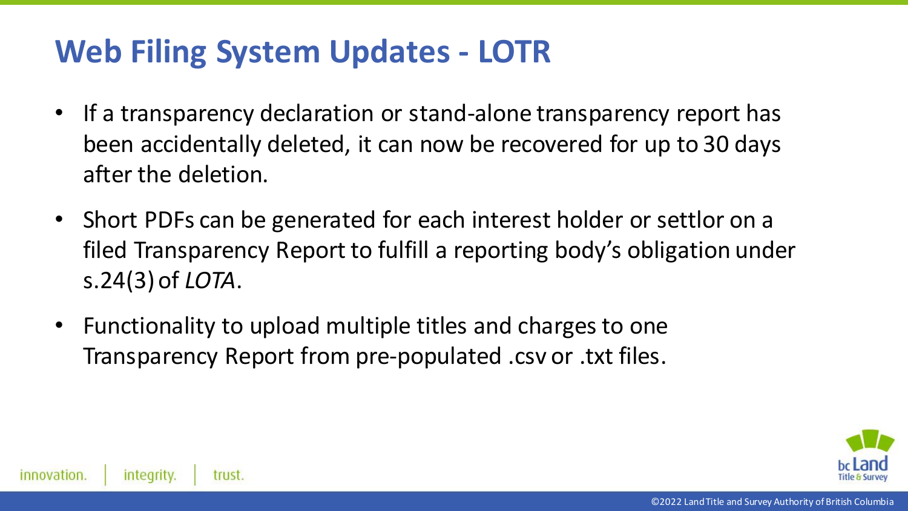# Web Filing System Updates - LOTR

- If a transparency declaration or stand-alone transparency report has been accidentally deleted, it can now be recovered for up to 30 days after the deletion.
- Short PDFs can be generated for each interest holder or settlor on a filed Transparency Report to fulfill a reporting body's obligation under s.24(3) of *LOTA*.
- Functionality to upload multiple titles and charges to one Transparency Report from pre-populated .csv or .txt files.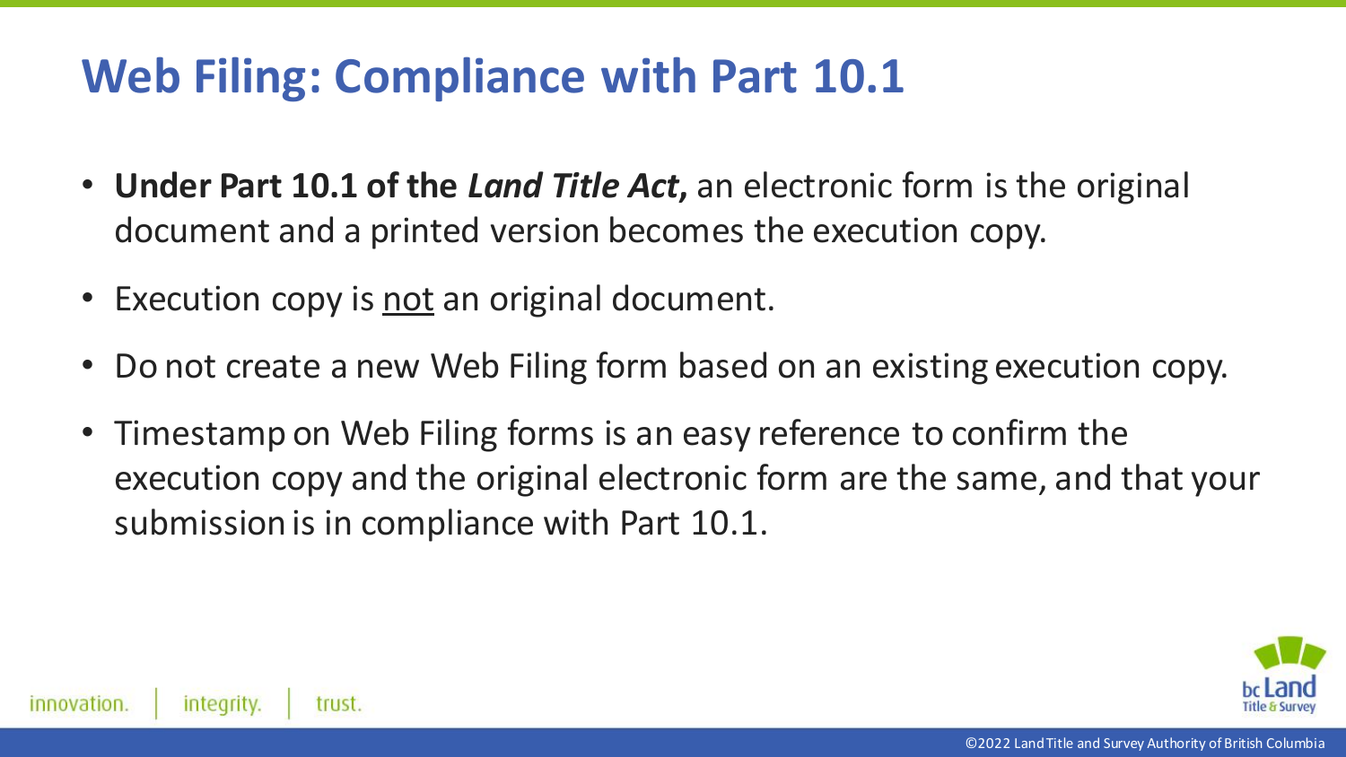# Web Filing: Compliance with Part 10.1

- **Under Part 10.1 of the *Land Title Act*,** an electronic form is the original document and a printed version becomes the execution copy.
- Execution copy is <u>not</u> an original document.
- Do not create a new Web Filing form based on an existing execution copy.
- Timestamp on Web Filing forms is an easy reference to confirm the execution copy and the original electronic form are the same, and that your submission is in compliance with Part 10.1.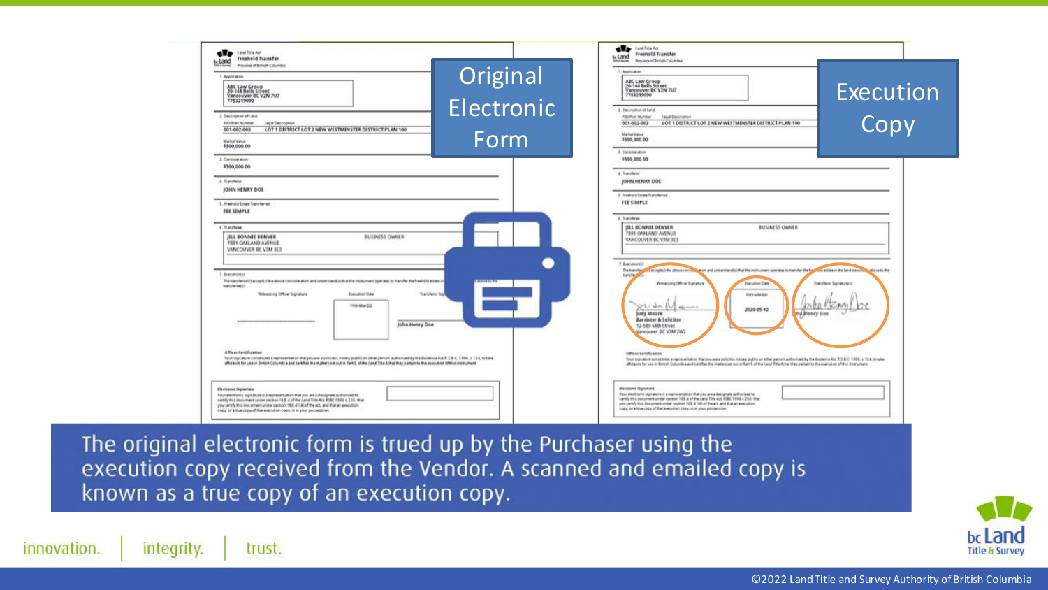Original Electronic Form

Execution Copy

The original electronic form is trued up by the Purchaser using the execution copy received from the Vendor. A scanned and emailed copy is known as a true copy of an execution copy.

innovation. | integrity. | trust.

©2022 Land Title and Survey Authority of British Columbia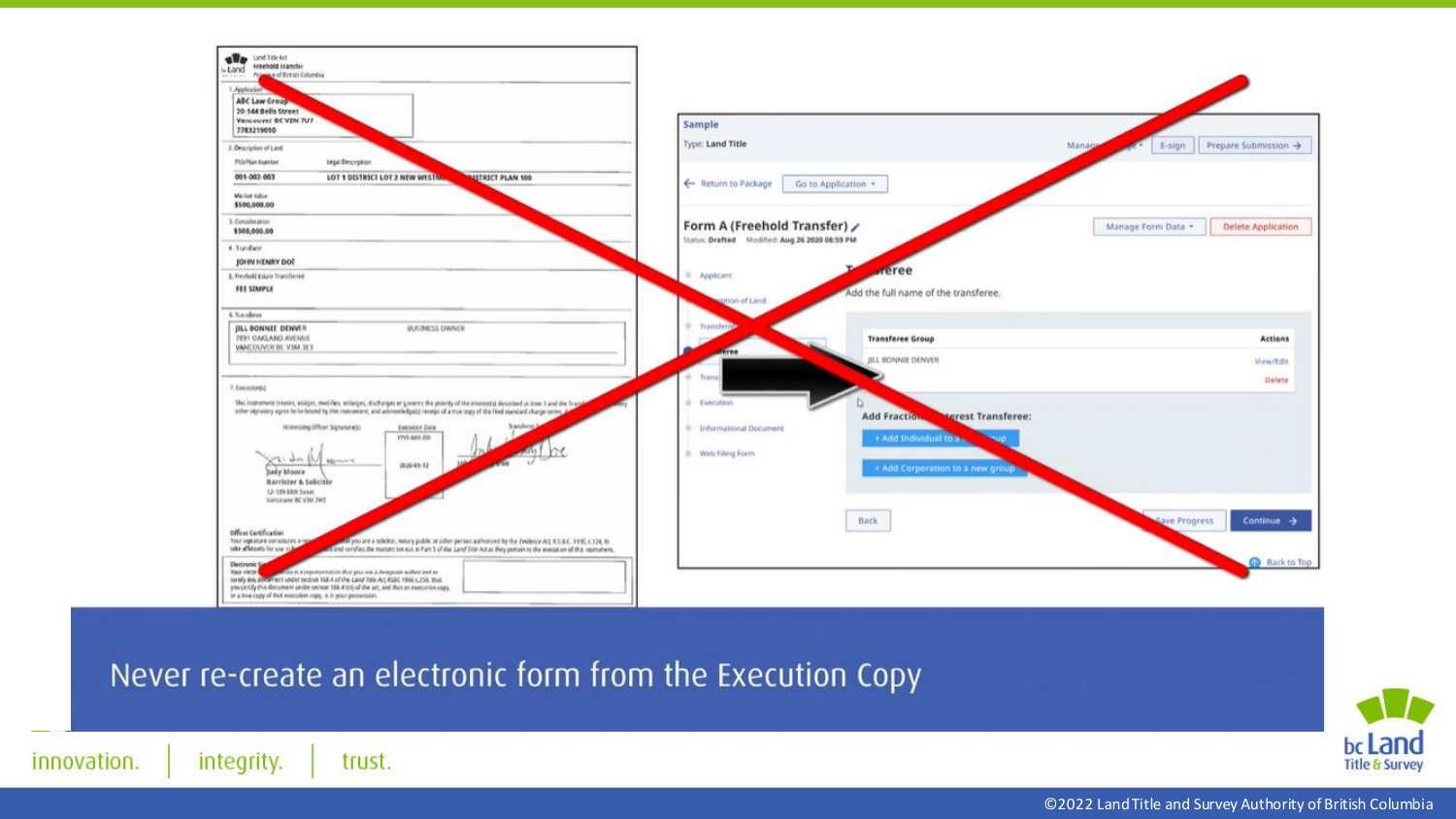Never re-create an electronic form from the Execution Copy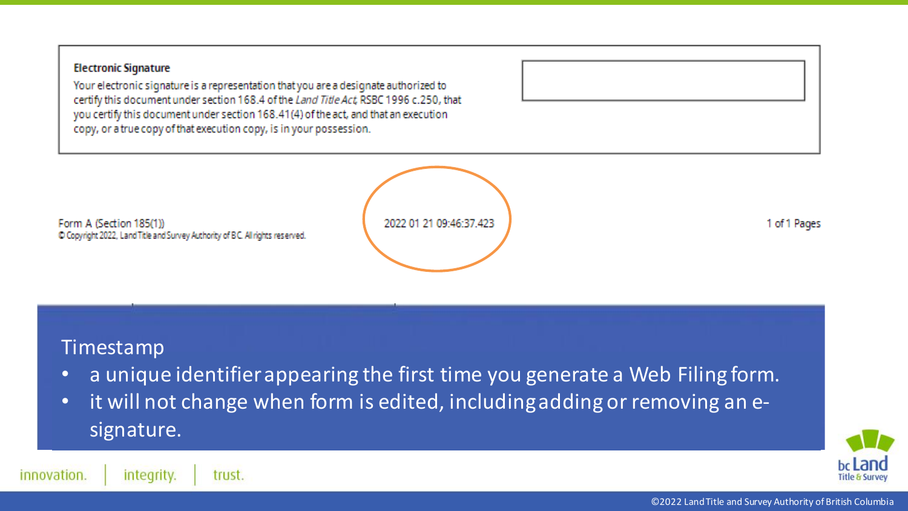**Electronic Signature**

Your electronic signature is a representation that you are a designate authorized to certify this document under section 168.4 of the *Land Title Act*, RSBC 1996 c.250, that you certify this document under section 168.41(4) of the act, and that an execution copy, or a true copy of that execution copy, is in your possession.

Form A (Section 185(1))
© Copyright 2022, Land Title and Survey Authority of BC. All rights reserved.

2022 01 21 09:46:37.423

1 of 1 Pages

## Timestamp

- a unique identifier appearing the first time you generate a Web Filing form.
- it will not change when form is edited, including adding or removing an e-signature.

innovation. | integrity. | trust.

©2022 Land Title and Survey Authority of British Columbia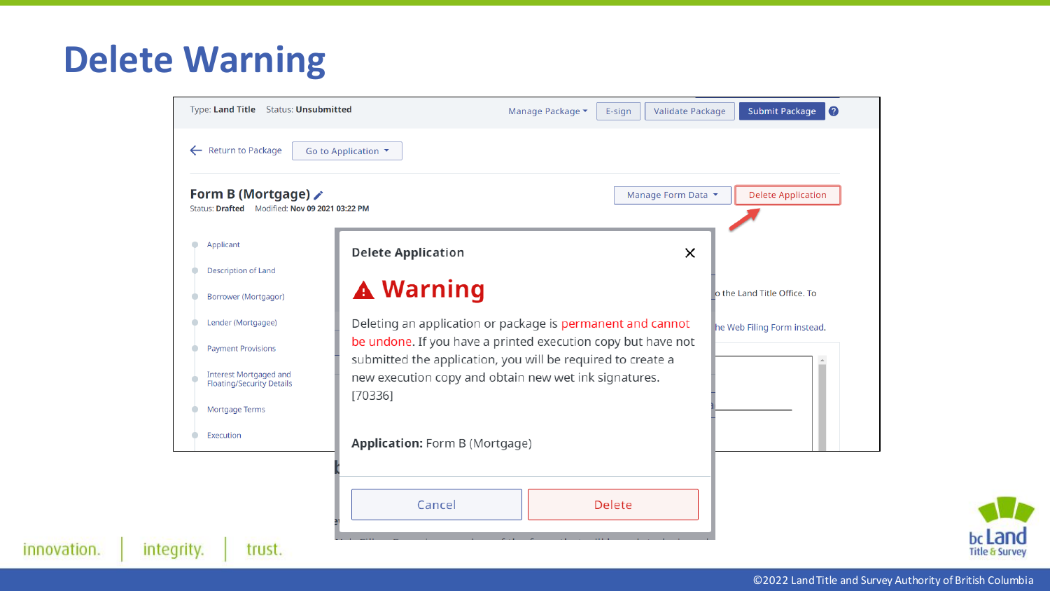# Delete Warning

Type: **Land Title** Status: **Unsubmitted**

Manage Package ▾ | E-sign | Validate Package | Submit Package

← Return to Package | Go to Application ▾

**Form B (Mortgage)**

Status: **Drafted** Modified: **Nov 09 2021 03:22 PM**

Manage Form Data ▾ | Delete Application

- Applicant
- Description of Land
- Borrower (Mortgagor)
- Lender (Mortgagee)
- Payment Provisions
- Interest Mortgaged and Floating/Security Details
- Mortgage Terms
- Execution

**Delete Application**

## ⚠ Warning

Deleting an application or package is permanent and cannot be undone. If you have a printed execution copy but have not submitted the application, you will be required to create a new execution copy and obtain new wet ink signatures. [70336]

**Application:** Form B (Mortgage)

Cancel | Delete

innovation. | integrity. | trust.

©2022 Land Title and Survey Authority of British Columbia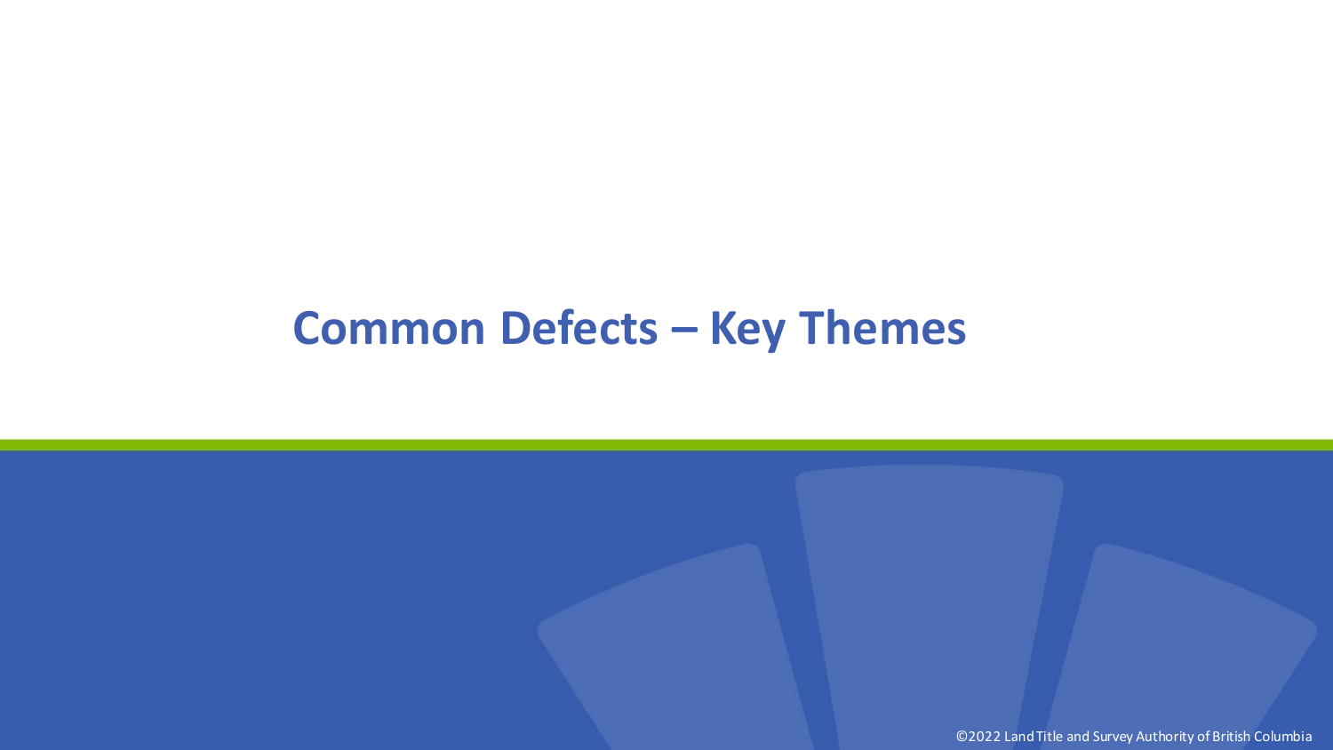# Common Defects – Key Themes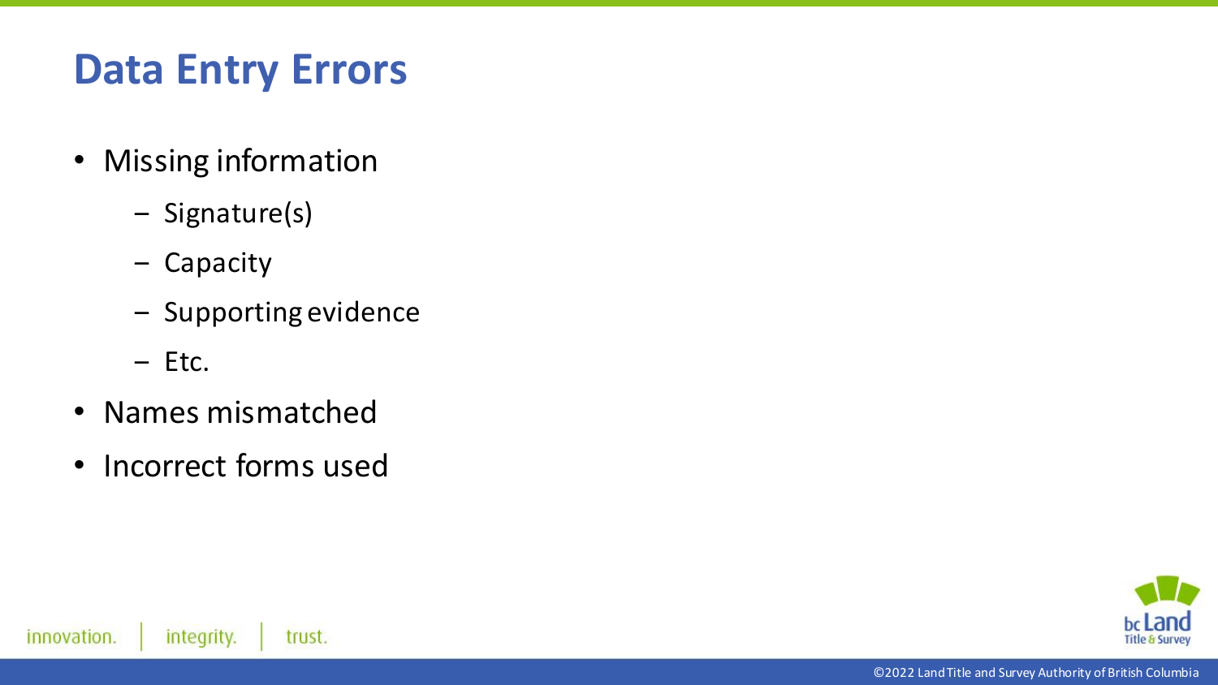# Data Entry Errors

- Missing information
  - Signature(s)
  - Capacity
  - Supporting evidence
  - Etc.
- Names mismatched
- Incorrect forms used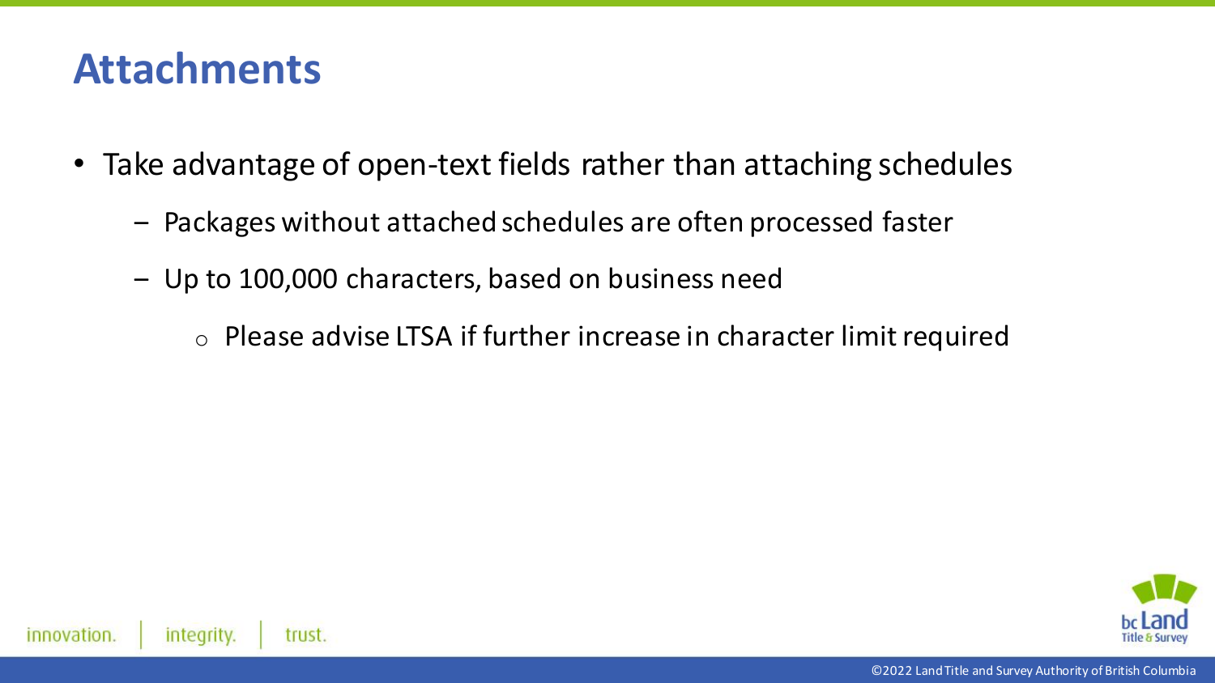# Attachments

- Take advantage of open-text fields rather than attaching schedules
  - Packages without attached schedules are often processed faster
  - Up to 100,000 characters, based on business need
    - Please advise LTSA if further increase in character limit required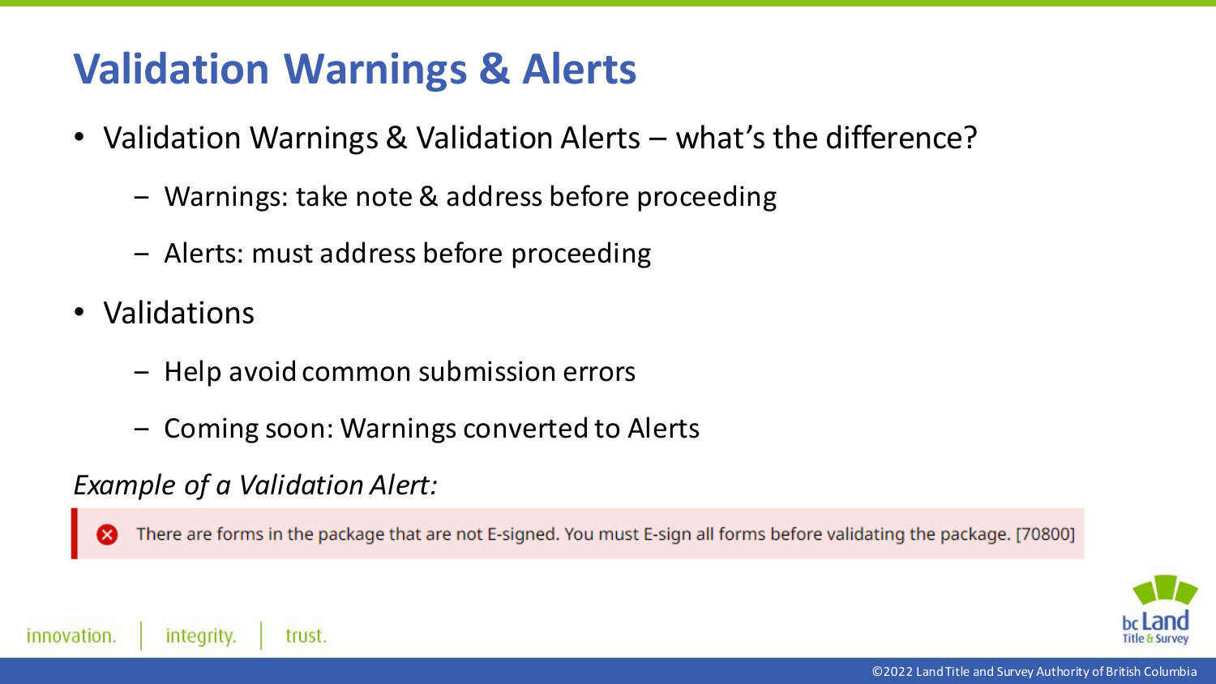# Validation Warnings & Alerts

- Validation Warnings & Validation Alerts – what's the difference?
  - Warnings: take note & address before proceeding
  - Alerts: must address before proceeding
- Validations
  - Help avoid common submission errors
  - Coming soon: Warnings converted to Alerts

*Example of a Validation Alert:*

> There are forms in the package that are not E-signed. You must E-sign all forms before validating the package. [70800]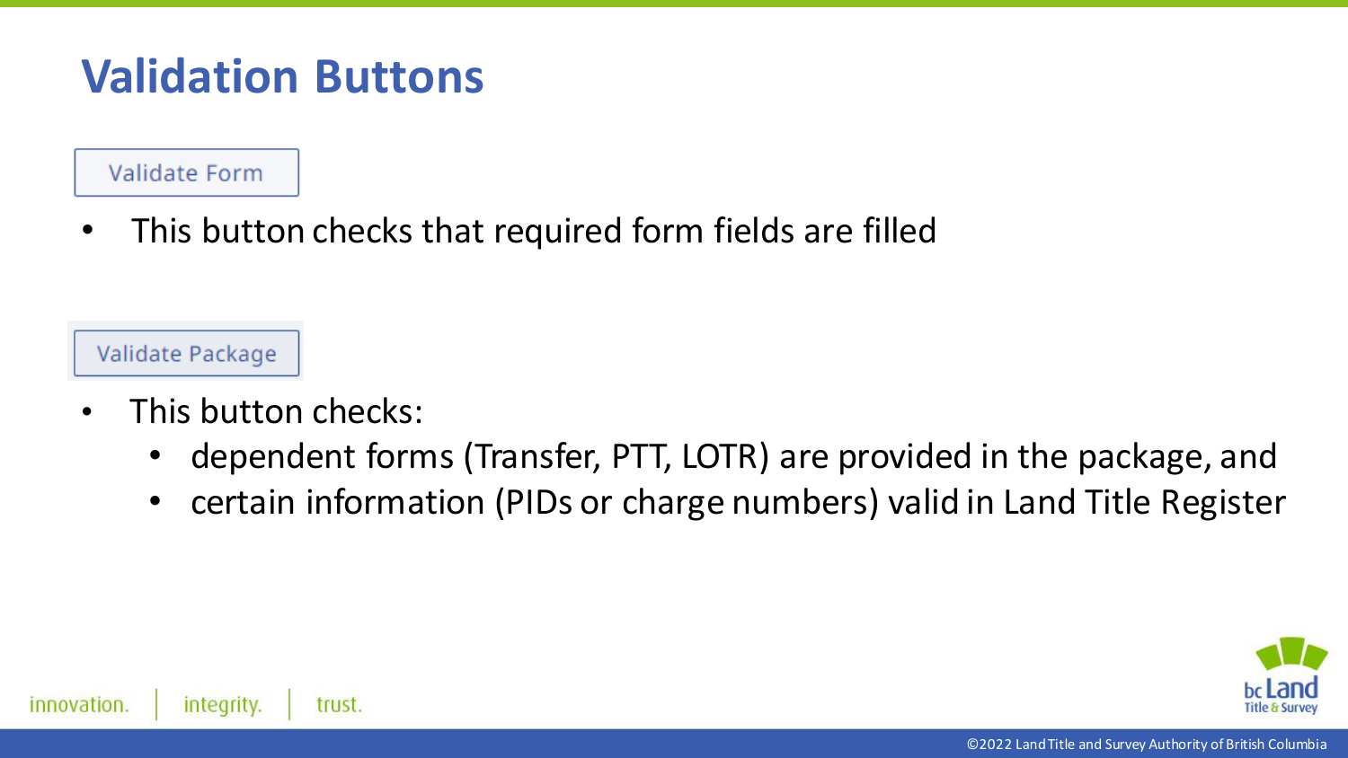# Validation Buttons

Validate Form

- This button checks that required form fields are filled

Validate Package

- This button checks:
  - dependent forms (Transfer, PTT, LOTR) are provided in the package, and
  - certain information (PIDs or charge numbers) valid in Land Title Register

innovation. | integrity. | trust.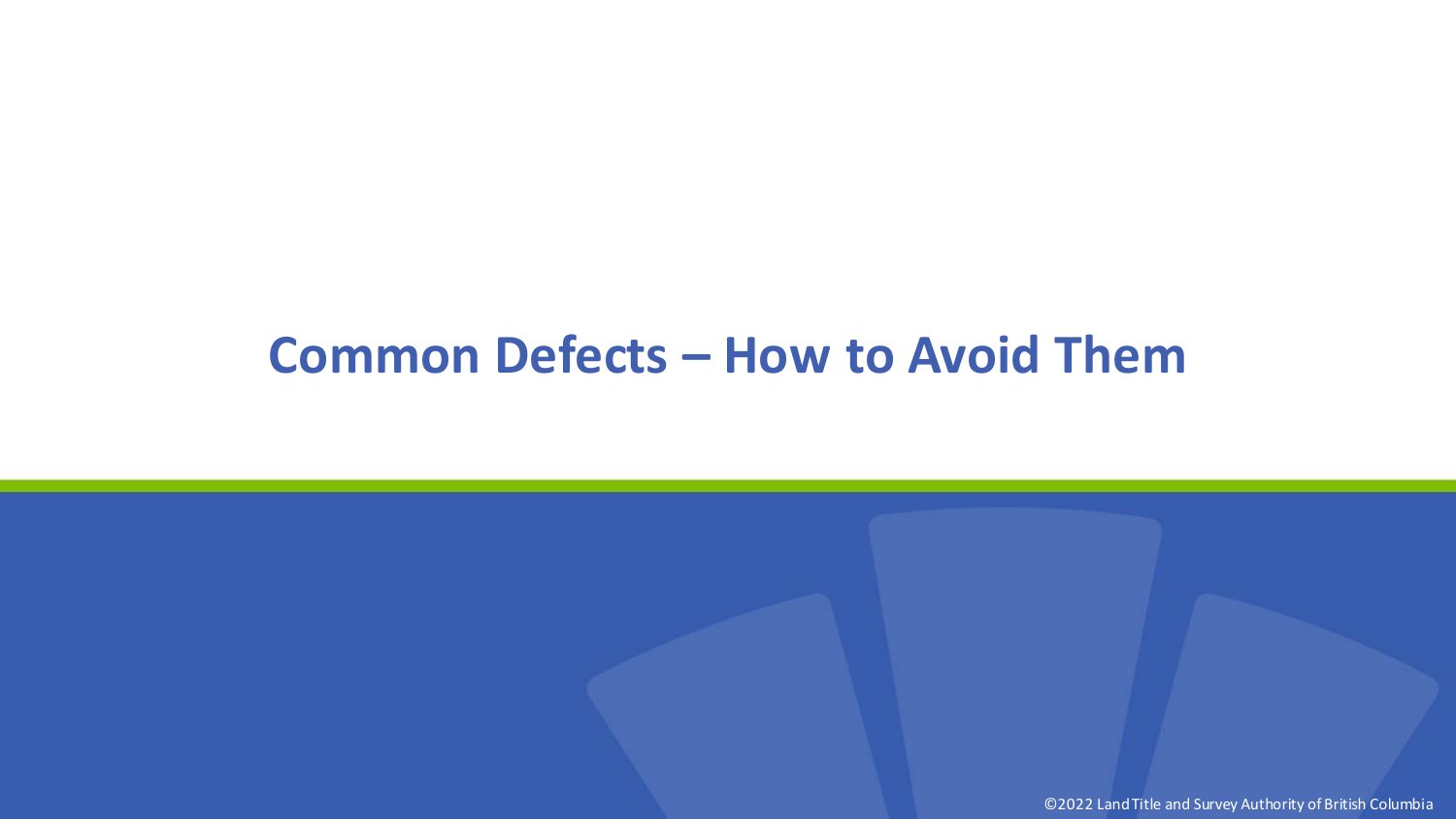# Common Defects – How to Avoid Them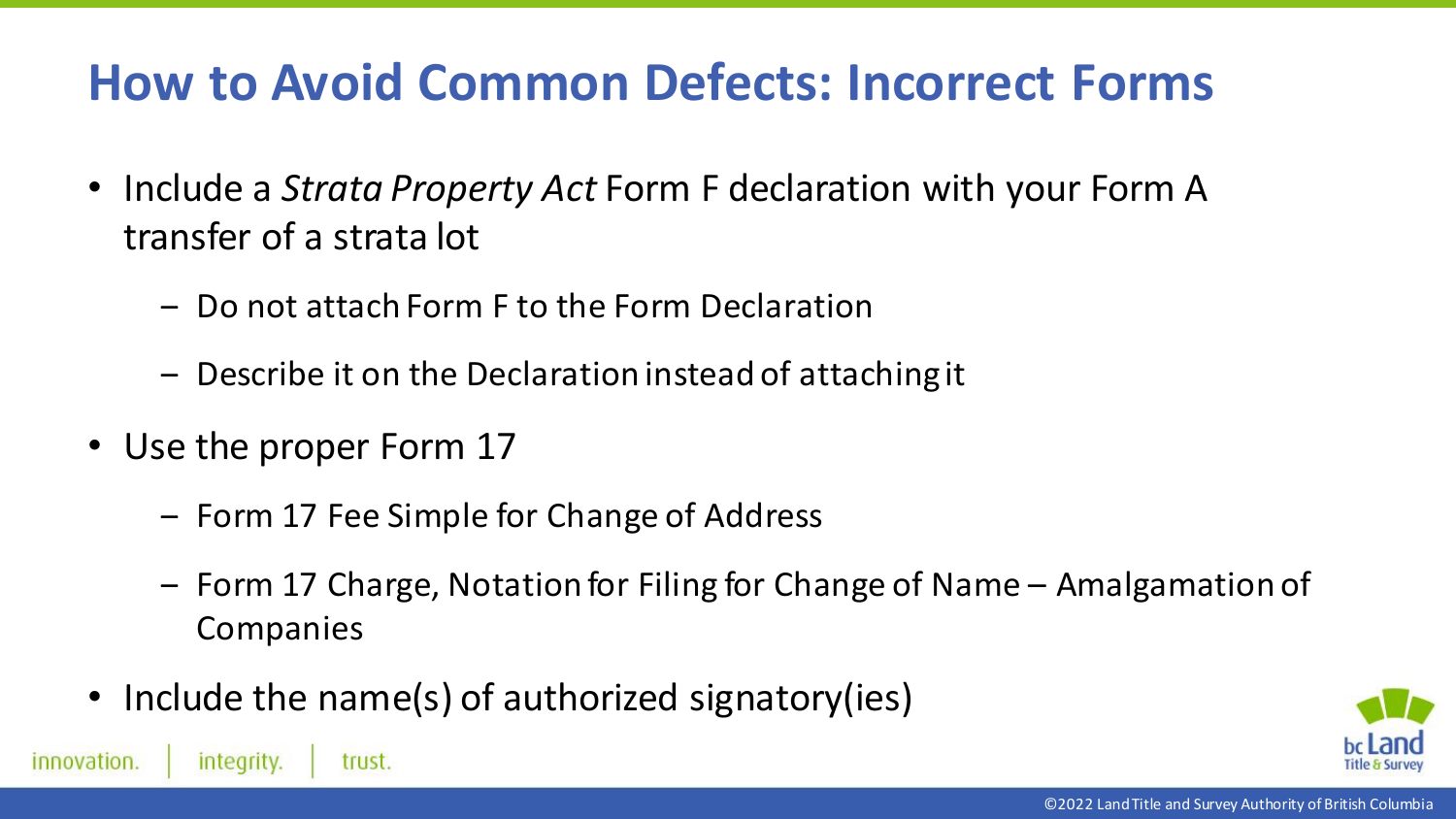# How to Avoid Common Defects: Incorrect Forms

- Include a *Strata Property Act* Form F declaration with your Form A transfer of a strata lot
  - Do not attach Form F to the Form Declaration
  - Describe it on the Declaration instead of attaching it
- Use the proper Form 17
  - Form 17 Fee Simple for Change of Address
  - Form 17 Charge, Notation for Filing for Change of Name – Amalgamation of Companies
- Include the name(s) of authorized signatory(ies)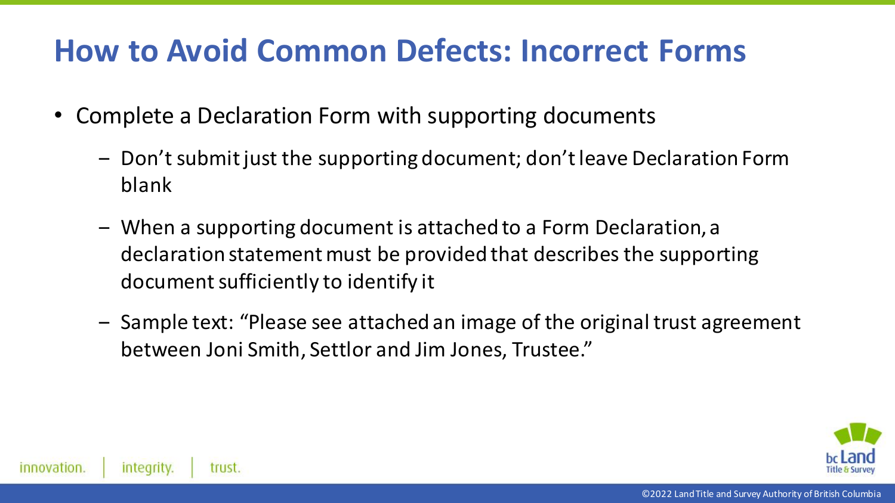# How to Avoid Common Defects: Incorrect Forms

- Complete a Declaration Form with supporting documents
  - Don't submit just the supporting document; don't leave Declaration Form blank
  - When a supporting document is attached to a Form Declaration, a declaration statement must be provided that describes the supporting document sufficiently to identify it
  - Sample text: "Please see attached an image of the original trust agreement between Joni Smith, Settlor and Jim Jones, Trustee."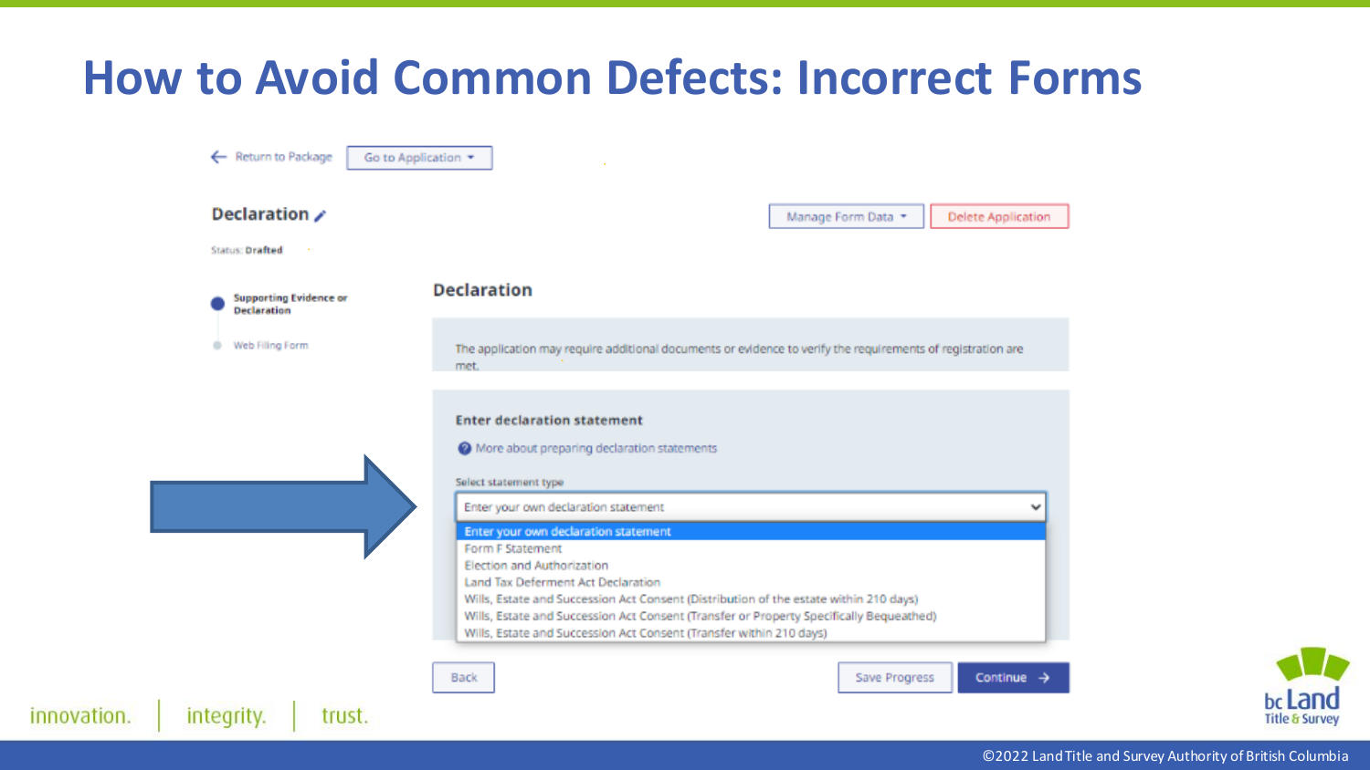# How to Avoid Common Defects: Incorrect Forms

← Return to Package | Go to Application ▾

**Declaration**

Status: **Drafted**

Manage Form Data ▾ | Delete Application

- **Supporting Evidence or Declaration**
- Web Filing Form

## Declaration

The application may require additional documents or evidence to verify the requirements of registration are met.

**Enter declaration statement**

More about preparing declaration statements

Select statement type

Enter your own declaration statement

- Enter your own declaration statement
- Form F Statement
- Election and Authorization
- Land Tax Deferment Act Declaration
- Wills, Estate and Succession Act Consent (Distribution of the estate within 210 days)
- Wills, Estate and Succession Act Consent (Transfer or Property Specifically Bequeathed)
- Wills, Estate and Succession Act Consent (Transfer within 210 days)

Back | Save Progress | Continue →

innovation. | integrity. | trust.

©2022 Land Title and Survey Authority of British Columbia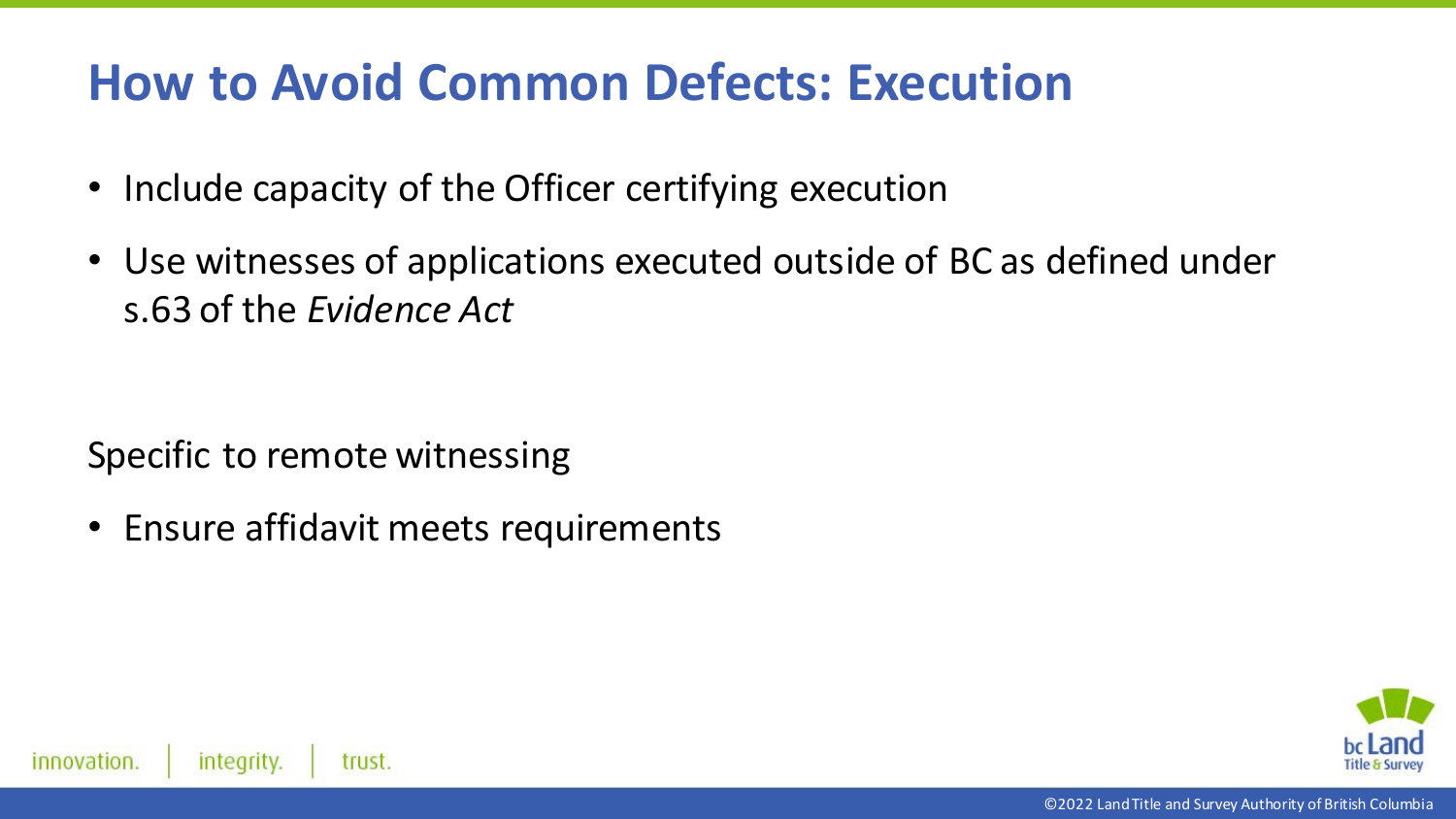# How to Avoid Common Defects: Execution

- Include capacity of the Officer certifying execution
- Use witnesses of applications executed outside of BC as defined under s.63 of the *Evidence Act*

Specific to remote witnessing

- Ensure affidavit meets requirements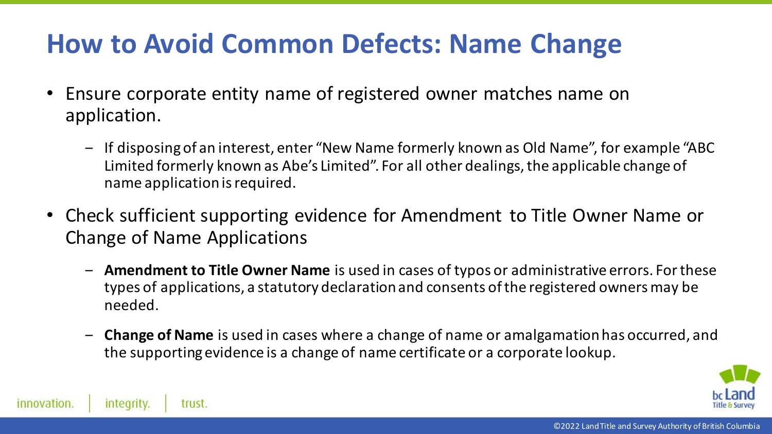# How to Avoid Common Defects: Name Change

- Ensure corporate entity name of registered owner matches name on application.
  - If disposing of an interest, enter "New Name formerly known as Old Name", for example "ABC Limited formerly known as Abe's Limited". For all other dealings, the applicable change of name application is required.
- Check sufficient supporting evidence for Amendment to Title Owner Name or Change of Name Applications
  - **Amendment to Title Owner Name** is used in cases of typos or administrative errors. For these types of applications, a statutory declaration and consents of the registered owners may be needed.
  - **Change of Name** is used in cases where a change of name or amalgamation has occurred, and the supporting evidence is a change of name certificate or a corporate lookup.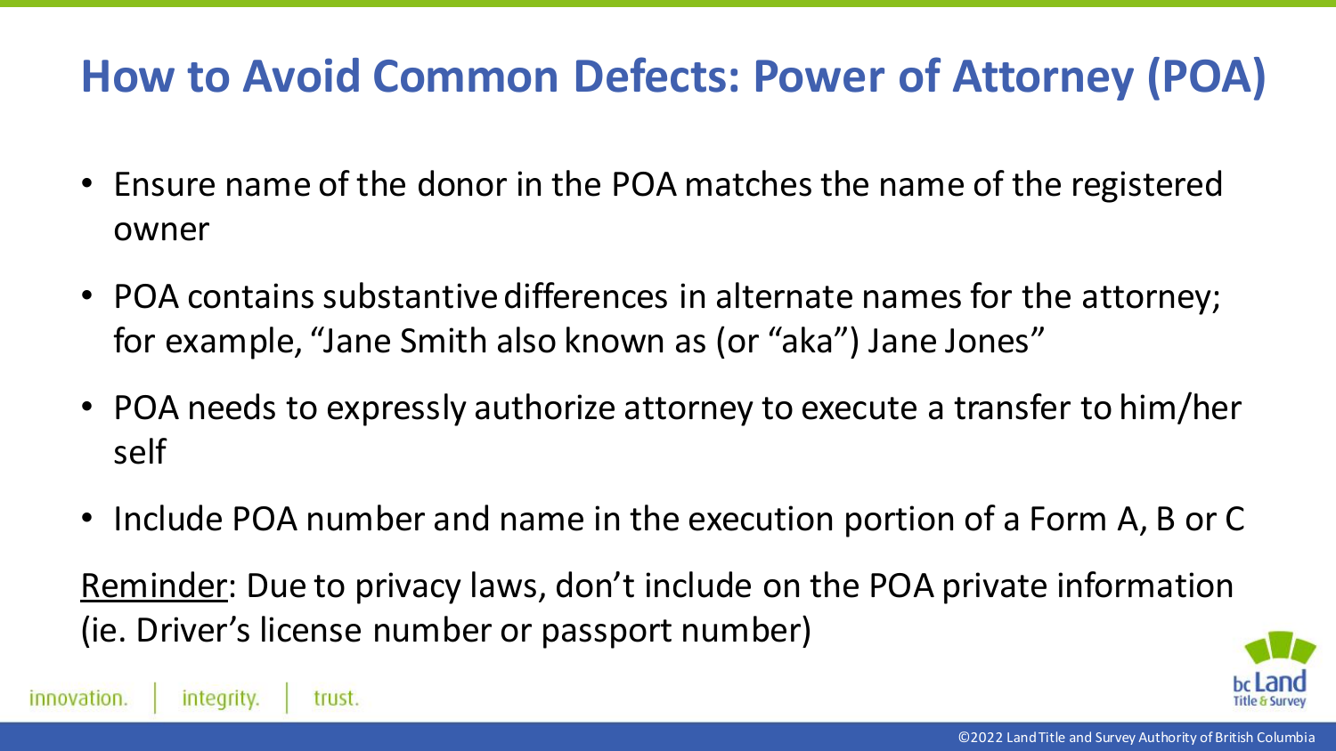# How to Avoid Common Defects: Power of Attorney (POA)

- Ensure name of the donor in the POA matches the name of the registered owner
- POA contains substantive differences in alternate names for the attorney; for example, “Jane Smith also known as (or “aka”) Jane Jones”
- POA needs to expressly authorize attorney to execute a transfer to him/her self
- Include POA number and name in the execution portion of a Form A, B or C

Reminder: Due to privacy laws, don’t include on the POA private information (ie. Driver’s license number or passport number)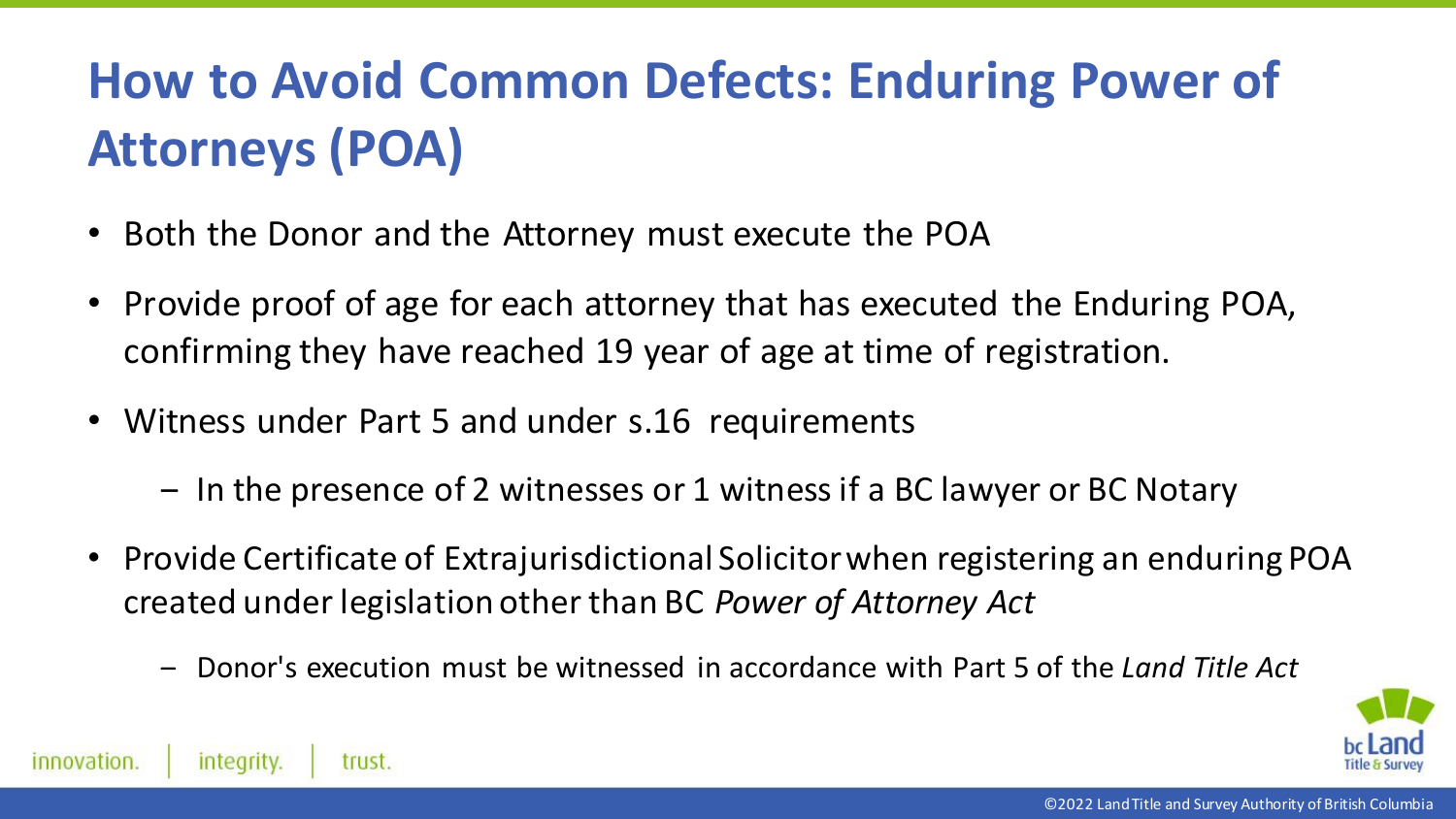# How to Avoid Common Defects: Enduring Power of Attorneys (POA)

- Both the Donor and the Attorney must execute the POA
- Provide proof of age for each attorney that has executed the Enduring POA, confirming they have reached 19 year of age at time of registration.
- Witness under Part 5 and under s.16 requirements
  - In the presence of 2 witnesses or 1 witness if a BC lawyer or BC Notary
- Provide Certificate of Extrajurisdictional Solicitor when registering an enduring POA created under legislation other than BC *Power of Attorney Act*
  - Donor's execution must be witnessed in accordance with Part 5 of the *Land Title Act*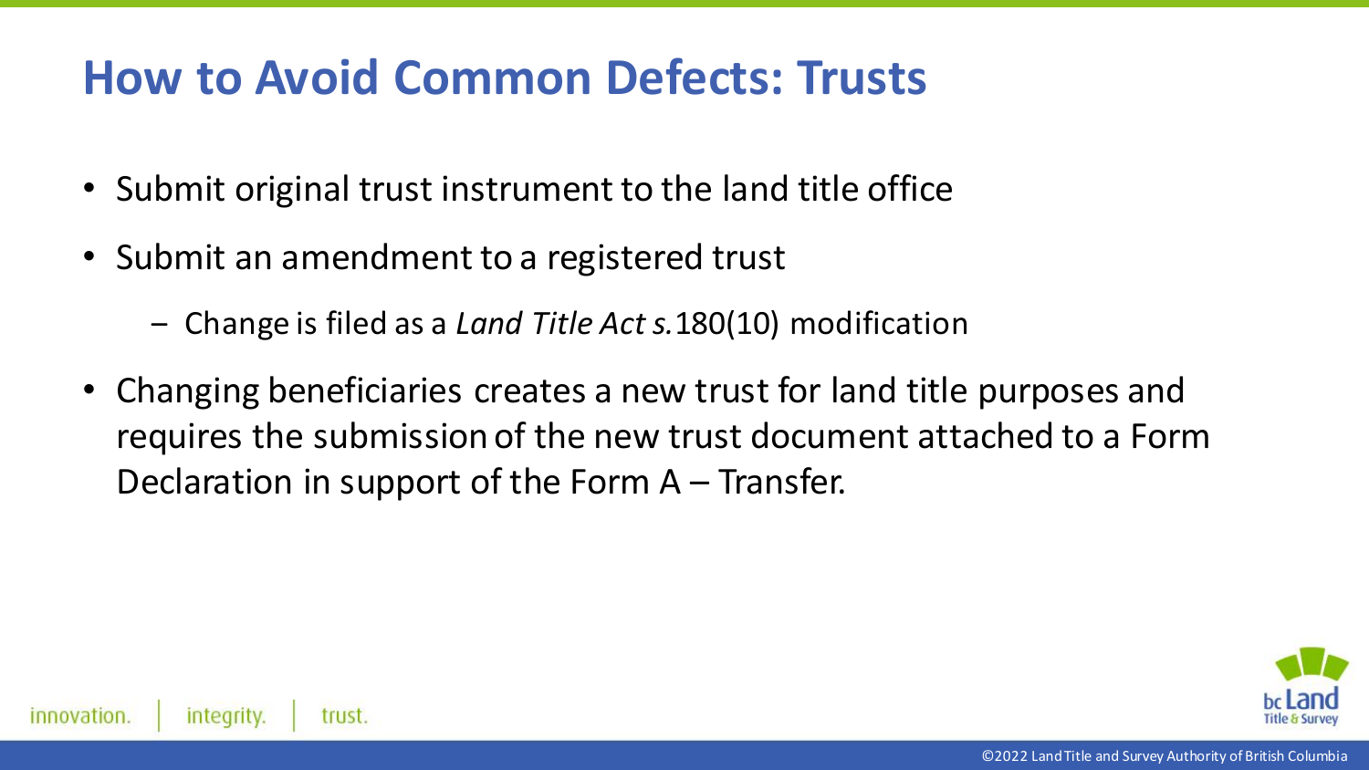# How to Avoid Common Defects: Trusts

- Submit original trust instrument to the land title office
- Submit an amendment to a registered trust
  - Change is filed as a *Land Title Act s.*180(10) modification
- Changing beneficiaries creates a new trust for land title purposes and requires the submission of the new trust document attached to a Form Declaration in support of the Form A – Transfer.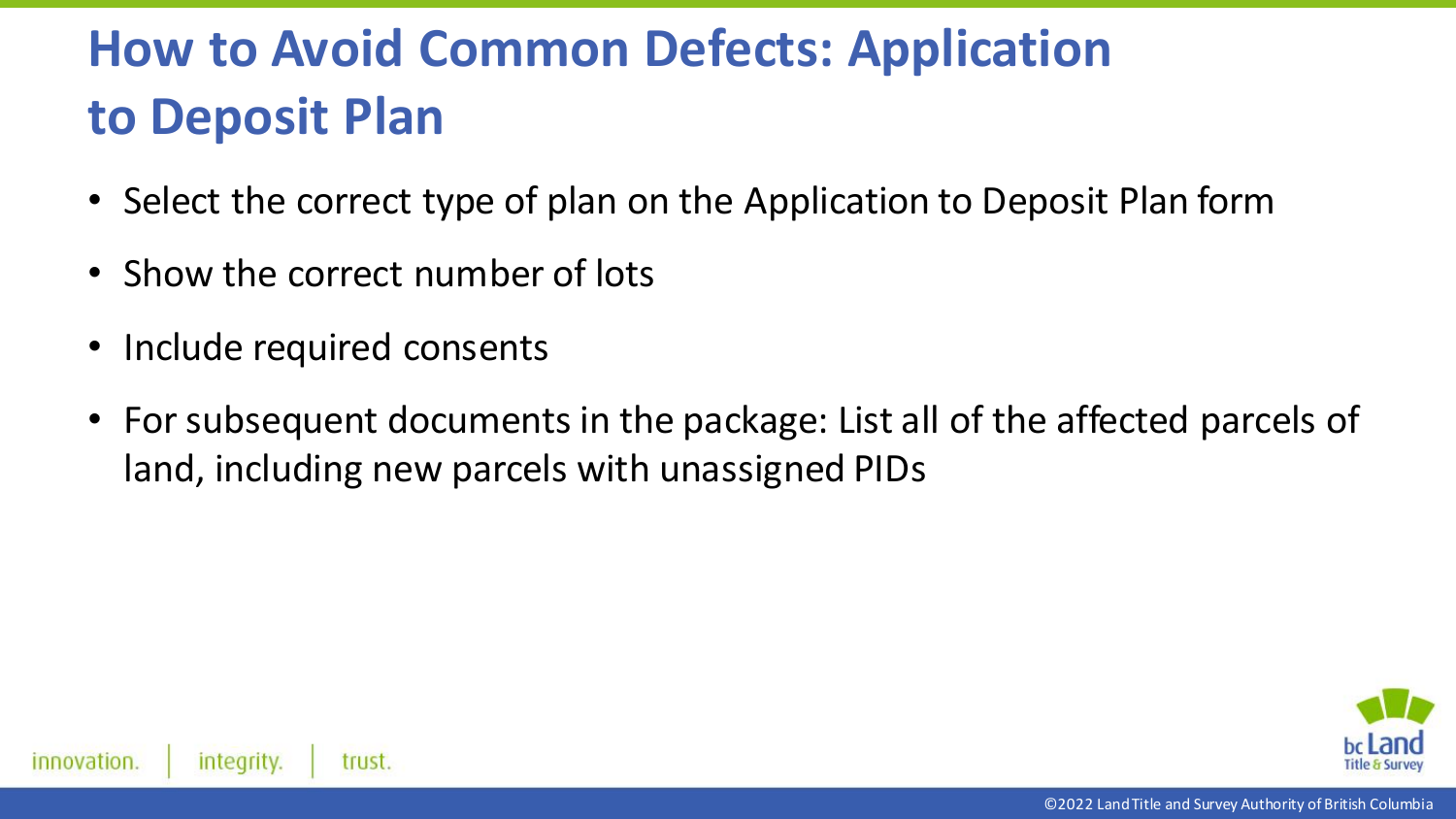# How to Avoid Common Defects: Application to Deposit Plan

- Select the correct type of plan on the Application to Deposit Plan form
- Show the correct number of lots
- Include required consents
- For subsequent documents in the package: List all of the affected parcels of land, including new parcels with unassigned PIDs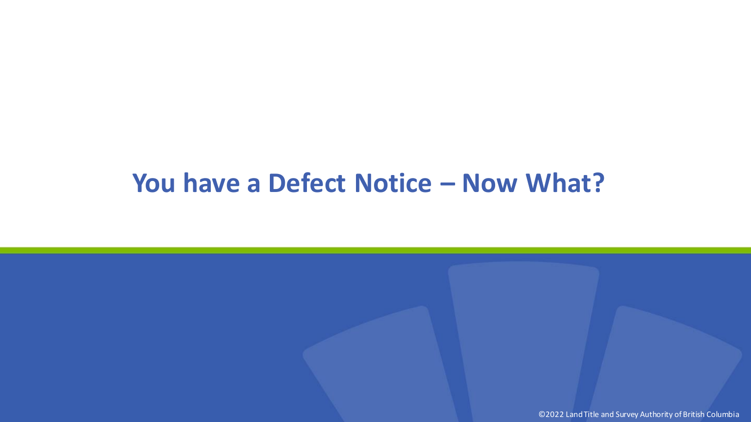# You have a Defect Notice – Now What?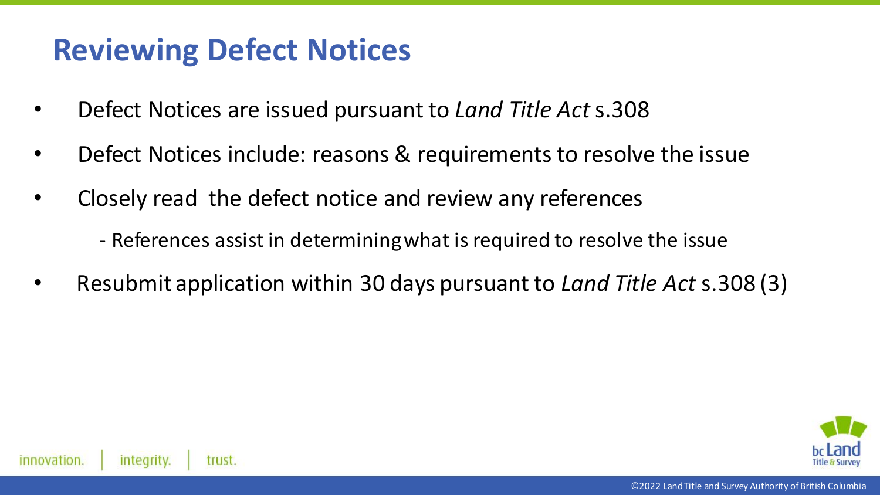# Reviewing Defect Notices

- Defect Notices are issued pursuant to *Land Title Act* s.308
- Defect Notices include: reasons & requirements to resolve the issue
- Closely read the defect notice and review any references
  - References assist in determining what is required to resolve the issue
- Resubmit application within 30 days pursuant to *Land Title Act* s.308 (3)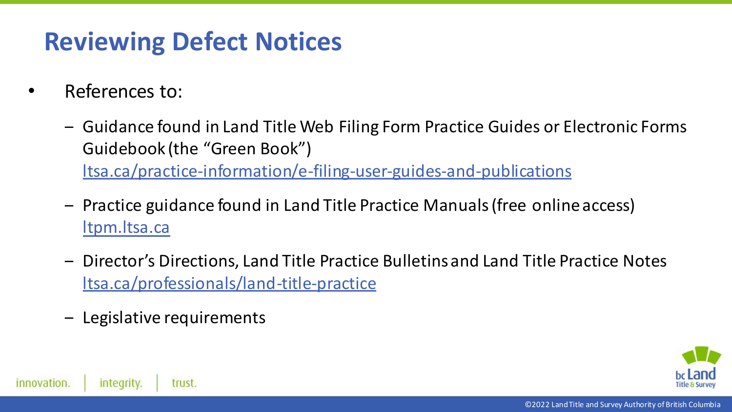# Reviewing Defect Notices

- References to:
  - Guidance found in Land Title Web Filing Form Practice Guides or Electronic Forms Guidebook (the "Green Book")
    ltsa.ca/practice-information/e-filing-user-guides-and-publications
  - Practice guidance found in Land Title Practice Manuals (free online access)
    ltpm.ltsa.ca
  - Director's Directions, Land Title Practice Bulletins and Land Title Practice Notes
    ltsa.ca/professionals/land-title-practice
  - Legislative requirements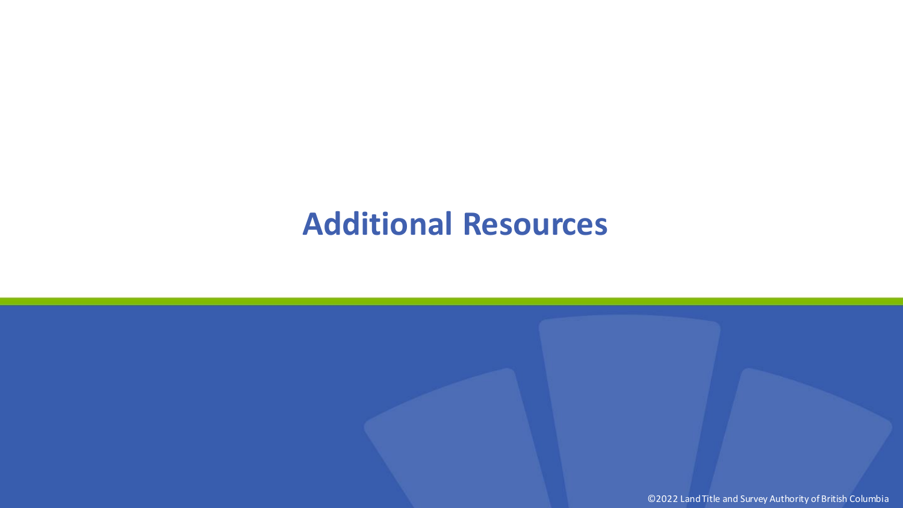# Additional Resources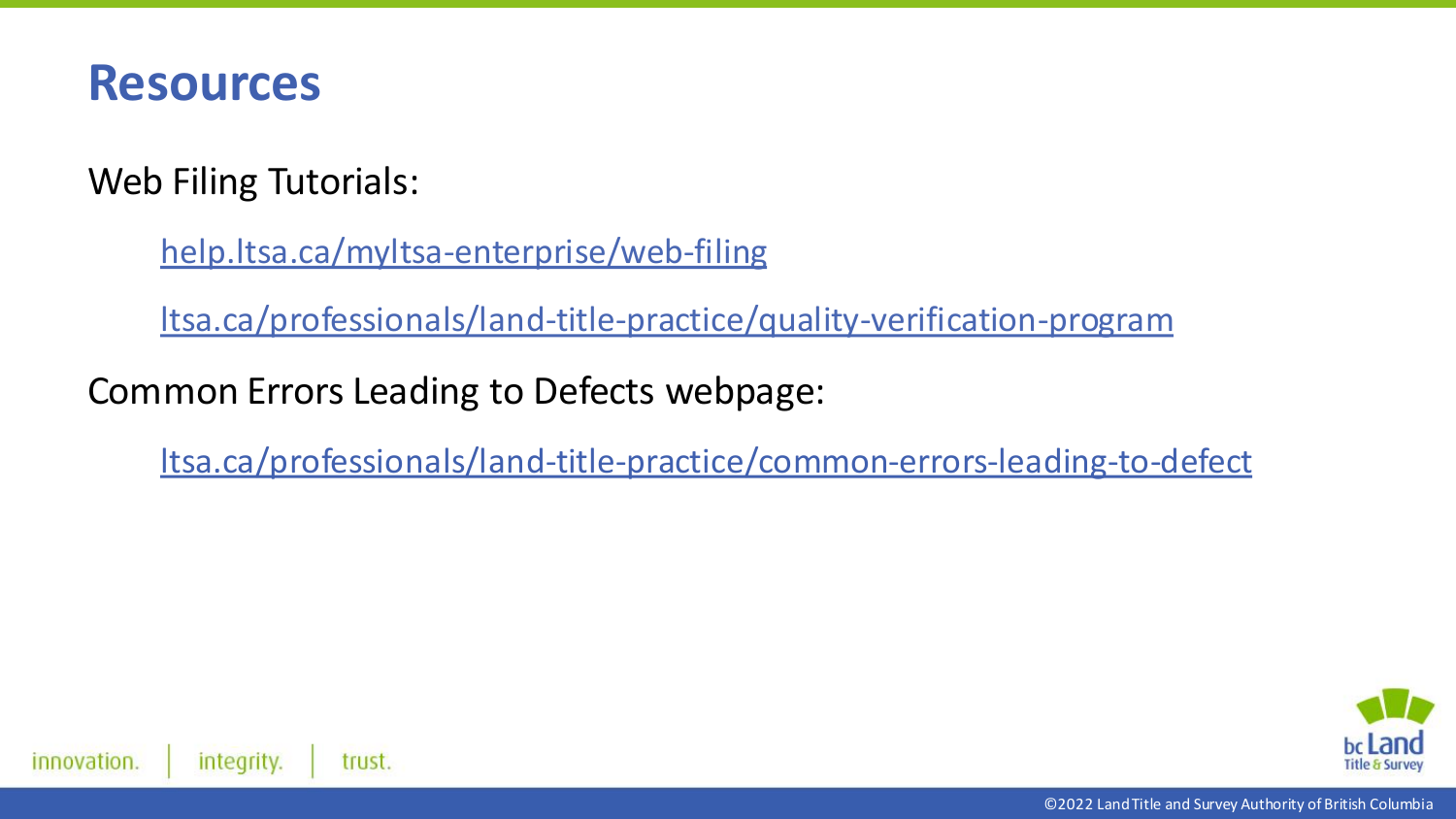# Resources

Web Filing Tutorials:

- help.ltsa.ca/myltsa-enterprise/web-filing
- ltsa.ca/professionals/land-title-practice/quality-verification-program

Common Errors Leading to Defects webpage:

- ltsa.ca/professionals/land-title-practice/common-errors-leading-to-defect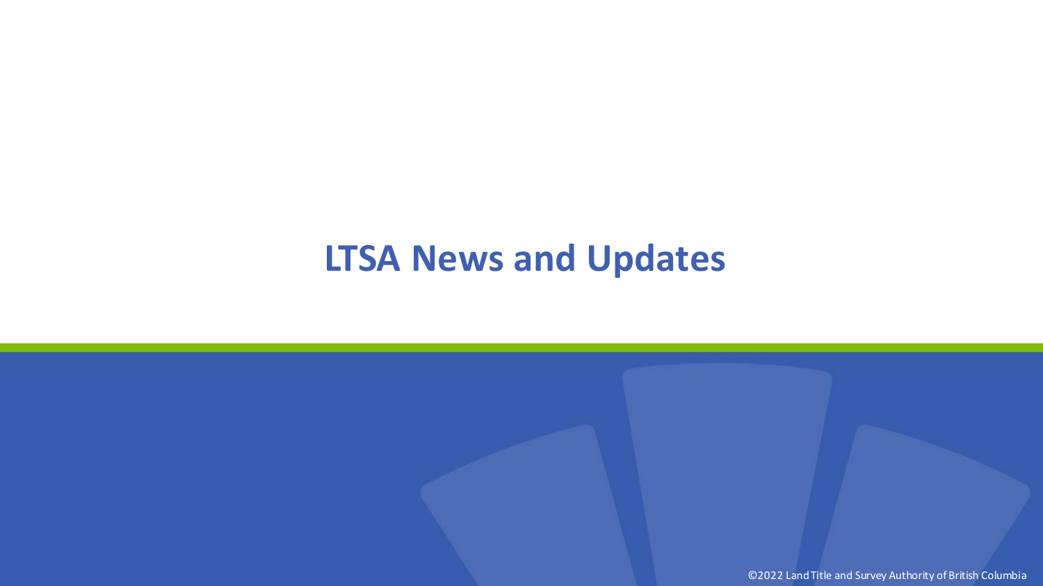# LTSA News and Updates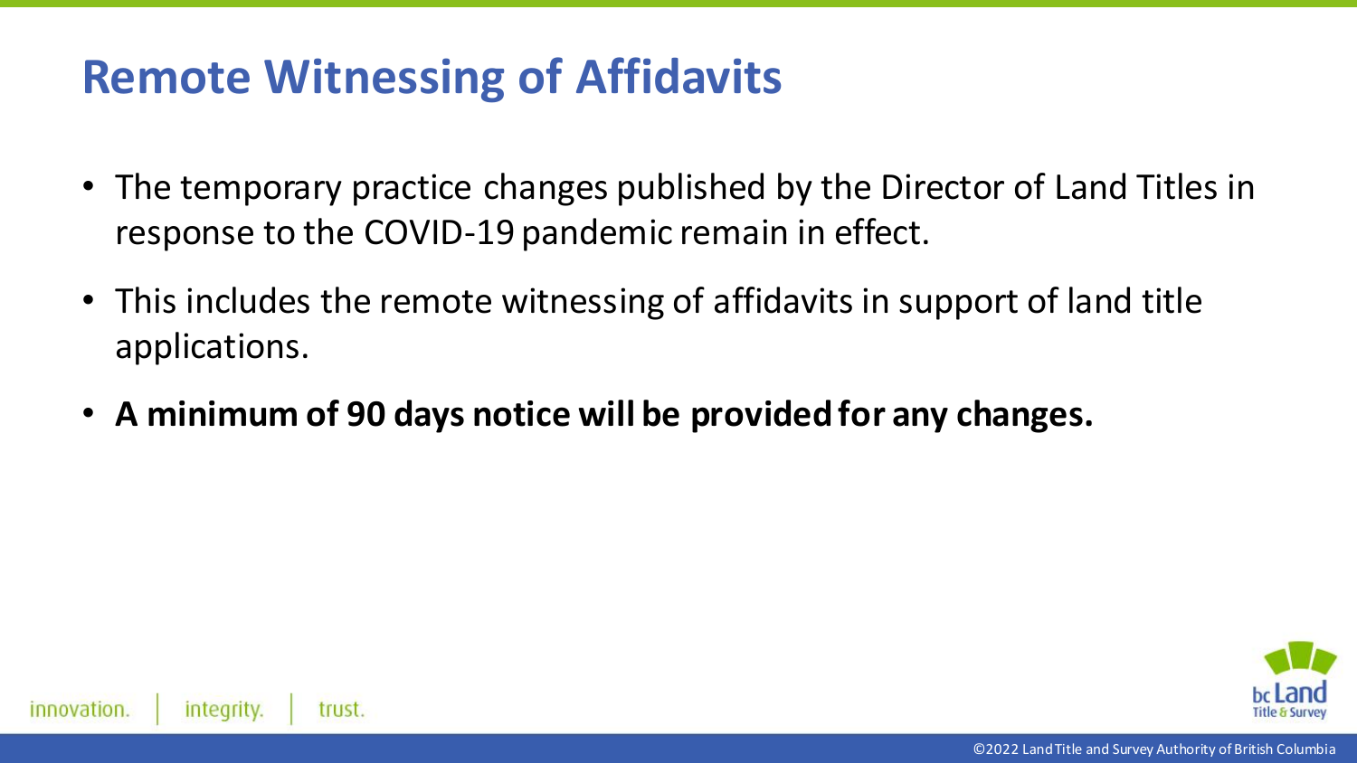# Remote Witnessing of Affidavits

- The temporary practice changes published by the Director of Land Titles in response to the COVID-19 pandemic remain in effect.
- This includes the remote witnessing of affidavits in support of land title applications.
- **A minimum of 90 days notice will be provided for any changes.**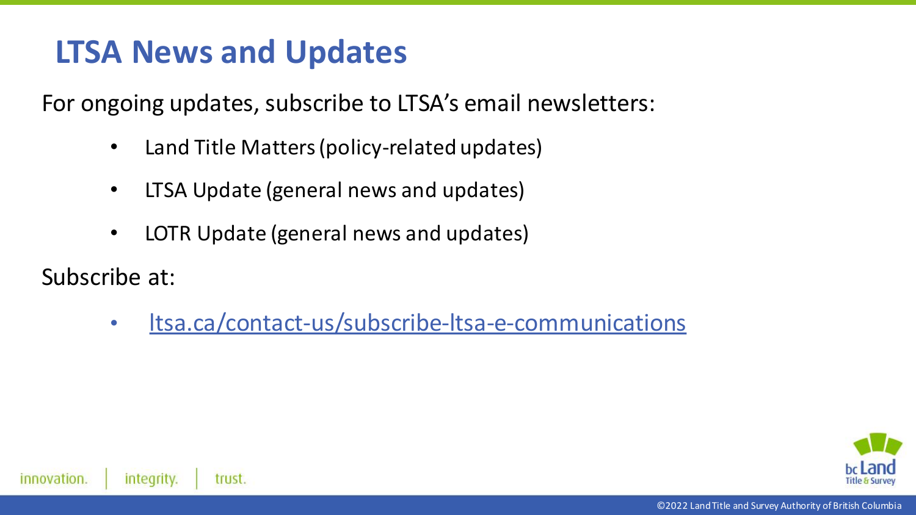# LTSA News and Updates

For ongoing updates, subscribe to LTSA's email newsletters:

- Land Title Matters (policy-related updates)
- LTSA Update (general news and updates)
- LOTR Update (general news and updates)

Subscribe at:

- [ltsa.ca/contact-us/subscribe-ltsa-e-communications](https://ltsa.ca/contact-us/subscribe-ltsa-e-communications)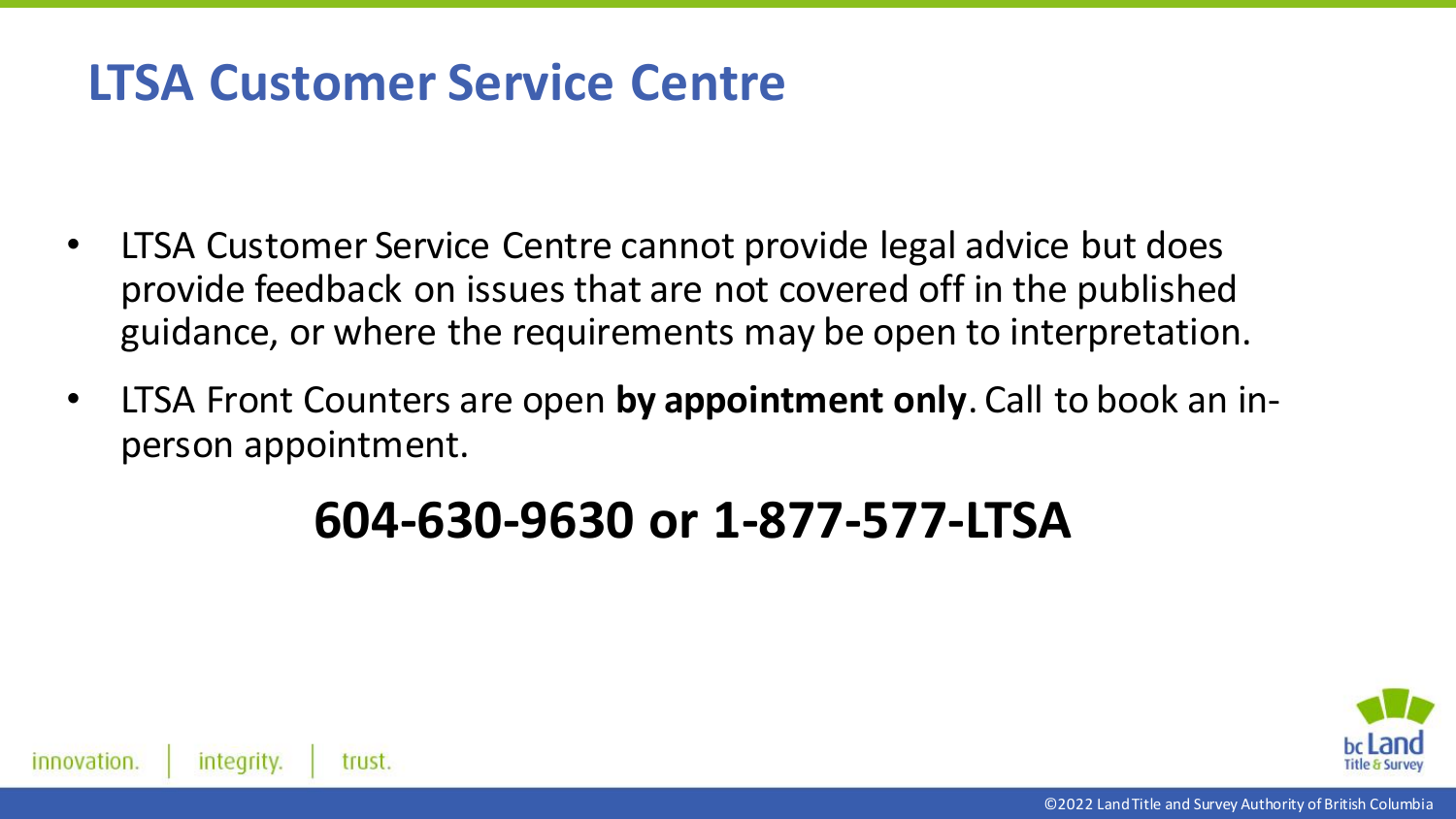# LTSA Customer Service Centre

- LTSA Customer Service Centre cannot provide legal advice but does provide feedback on issues that are not covered off in the published guidance, or where the requirements may be open to interpretation.
- LTSA Front Counters are open **by appointment only**. Call to book an in-person appointment.

**604-630-9630 or 1-877-577-LTSA**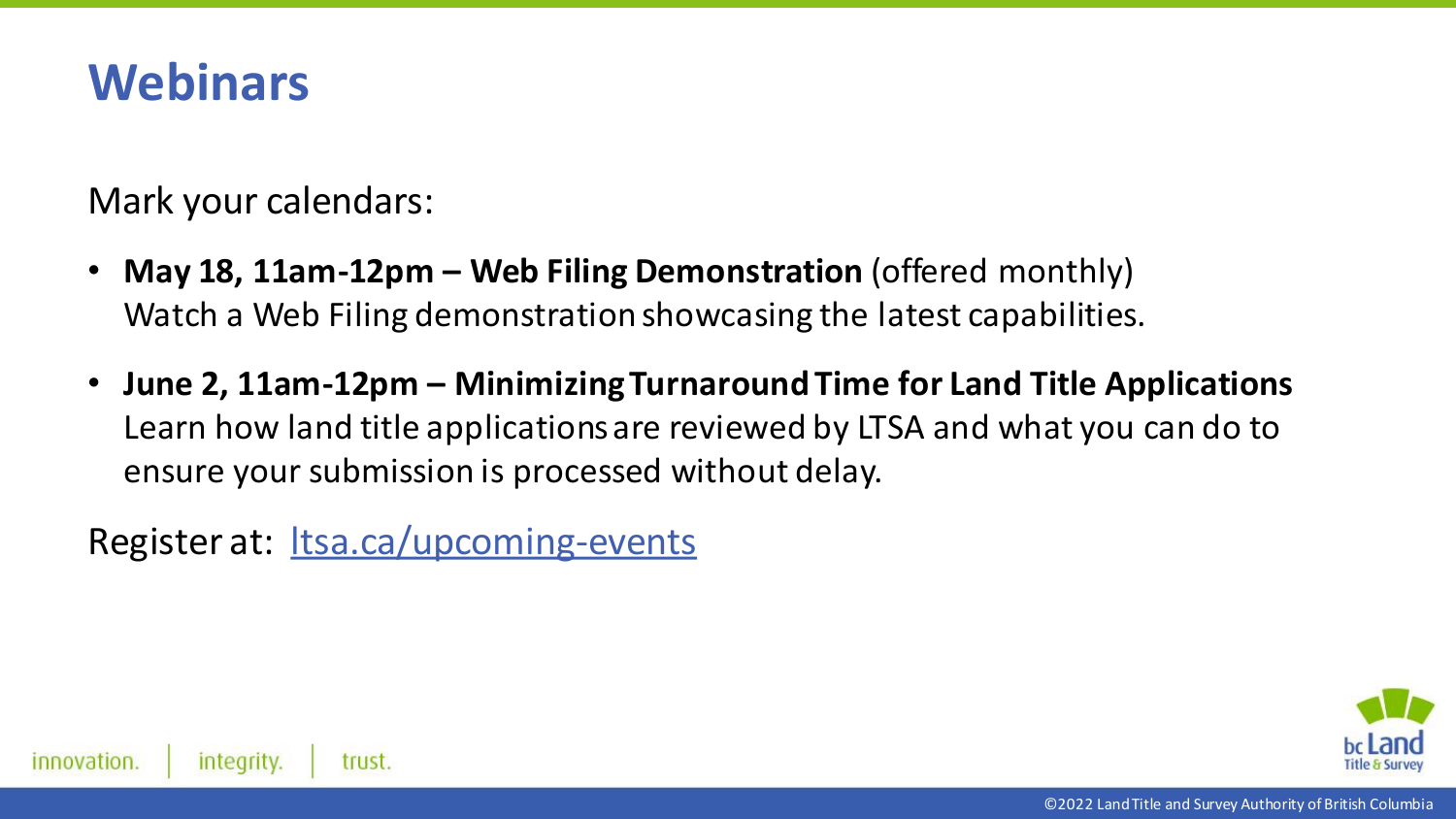# Webinars

Mark your calendars:

- **May 18, 11am-12pm – Web Filing Demonstration** (offered monthly)
  Watch a Web Filing demonstration showcasing the latest capabilities.

- **June 2, 11am-12pm – Minimizing Turnaround Time for Land Title Applications**
  Learn how land title applications are reviewed by LTSA and what you can do to ensure your submission is processed without delay.

Register at: [ltsa.ca/upcoming-events](ltsa.ca/upcoming-events)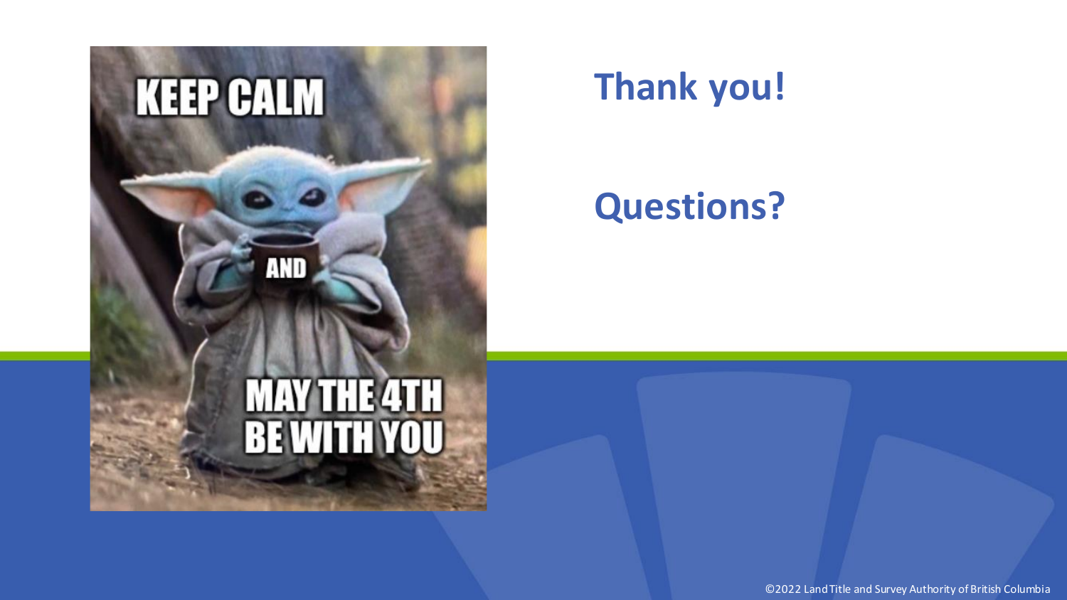## Thank you!

## Questions?